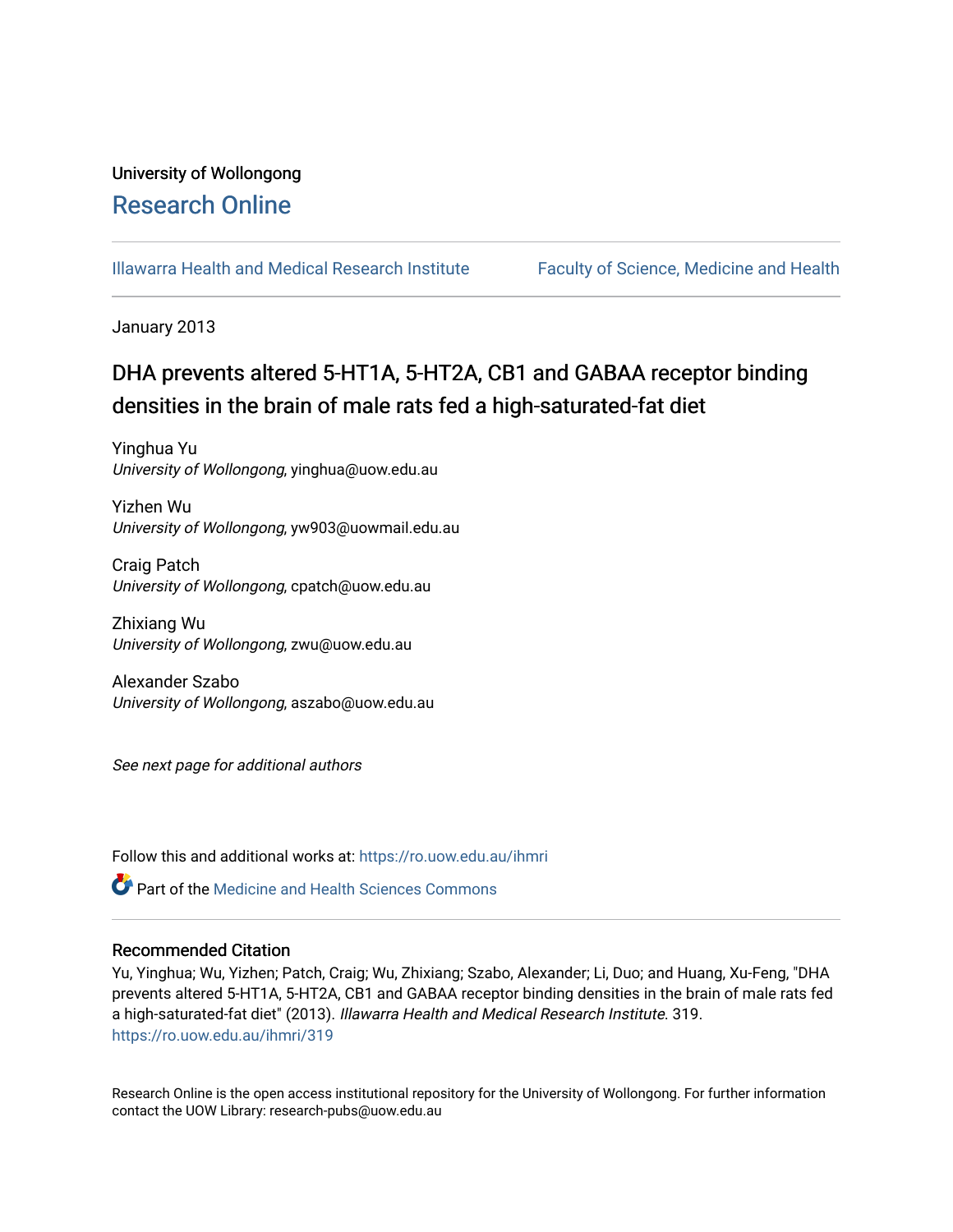University of Wollongong

# Research Online

Illawarra Health and Medical Research Institute | Faculty of Science, Medicine and Health

January 2013

## DHA prevents altered 5-HT1A, 5-HT2A, CB1 and GABAA receptor binding densities in the brain of male rats fed a high-saturated-fat diet

Yinghua Yu
*University of Wollongong*, yinghua@uow.edu.au

Yizhen Wu
*University of Wollongong*, yw903@uowmail.edu.au

Craig Patch
*University of Wollongong*, cpatch@uow.edu.au

Zhixiang Wu
*University of Wollongong*, zwu@uow.edu.au

Alexander Szabo
*University of Wollongong*, aszabo@uow.edu.au

*See next page for additional authors*

Follow this and additional works at: https://ro.uow.edu.au/ihmri

Part of the Medicine and Health Sciences Commons

### Recommended Citation

Yu, Yinghua; Wu, Yizhen; Patch, Craig; Wu, Zhixiang; Szabo, Alexander; Li, Duo; and Huang, Xu-Feng, "DHA prevents altered 5-HT1A, 5-HT2A, CB1 and GABAA receptor binding densities in the brain of male rats fed a high-saturated-fat diet" (2013). *Illawarra Health and Medical Research Institute*. 319.
https://ro.uow.edu.au/ihmri/319

Research Online is the open access institutional repository for the University of Wollongong. For further information contact the UOW Library: research-pubs@uow.edu.au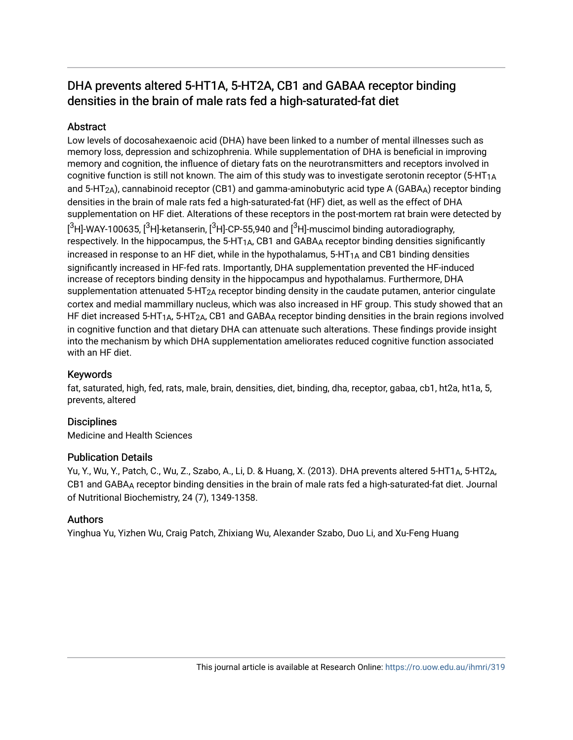# DHA prevents altered 5-HT1A, 5-HT2A, CB1 and GABAA receptor binding densities in the brain of male rats fed a high-saturated-fat diet

## Abstract

Low levels of docosahexaenoic acid (DHA) have been linked to a number of mental illnesses such as memory loss, depression and schizophrenia. While supplementation of DHA is beneficial in improving memory and cognition, the influence of dietary fats on the neurotransmitters and receptors involved in cognitive function is still not known. The aim of this study was to investigate serotonin receptor ($5\text{-HT}_{1A}$ and $5\text{-HT}_{2A}$), cannabinoid receptor (CB1) and gamma-aminobutyric acid type A ($GABA_A$) receptor binding densities in the brain of male rats fed a high-saturated-fat (HF) diet, as well as the effect of DHA supplementation on HF diet. Alterations of these receptors in the post-mortem rat brain were detected by $[^3H]$-WAY-100635, $[^3H]$-ketanserin, $[^3H]$-CP-55,940 and $[^3H]$-muscimol binding autoradiography, respectively. In the hippocampus, the $5\text{-HT}_{1A}$, CB1 and $GABA_A$ receptor binding densities significantly increased in response to an HF diet, while in the hypothalamus, $5\text{-HT}_{1A}$ and CB1 binding densities significantly increased in HF-fed rats. Importantly, DHA supplementation prevented the HF-induced increase of receptors binding density in the hippocampus and hypothalamus. Furthermore, DHA supplementation attenuated $5\text{-HT}_{2A}$ receptor binding density in the caudate putamen, anterior cingulate cortex and medial mammillary nucleus, which was also increased in HF group. This study showed that an HF diet increased $5\text{-HT}_{1A}$, $5\text{-HT}_{2A}$, CB1 and $GABA_A$ receptor binding densities in the brain regions involved in cognitive function and that dietary DHA can attenuate such alterations. These findings provide insight into the mechanism by which DHA supplementation ameliorates reduced cognitive function associated with an HF diet.

## Keywords

fat, saturated, high, fed, rats, male, brain, densities, diet, binding, dha, receptor, gabaa, cb1, ht2a, ht1a, 5, prevents, altered

## Disciplines

Medicine and Health Sciences

## Publication Details

Yu, Y., Wu, Y., Patch, C., Wu, Z., Szabo, A., Li, D. & Huang, X. (2013). DHA prevents altered $5\text{-HT1}_A$, $5\text{-HT2}_A$, CB1 and $GABA_A$ receptor binding densities in the brain of male rats fed a high-saturated-fat diet. Journal of Nutritional Biochemistry, 24 (7), 1349-1358.

## Authors

Yinghua Yu, Yizhen Wu, Craig Patch, Zhixiang Wu, Alexander Szabo, Duo Li, and Xu-Feng Huang

This journal article is available at Research Online: https://ro.uow.edu.au/ihmri/319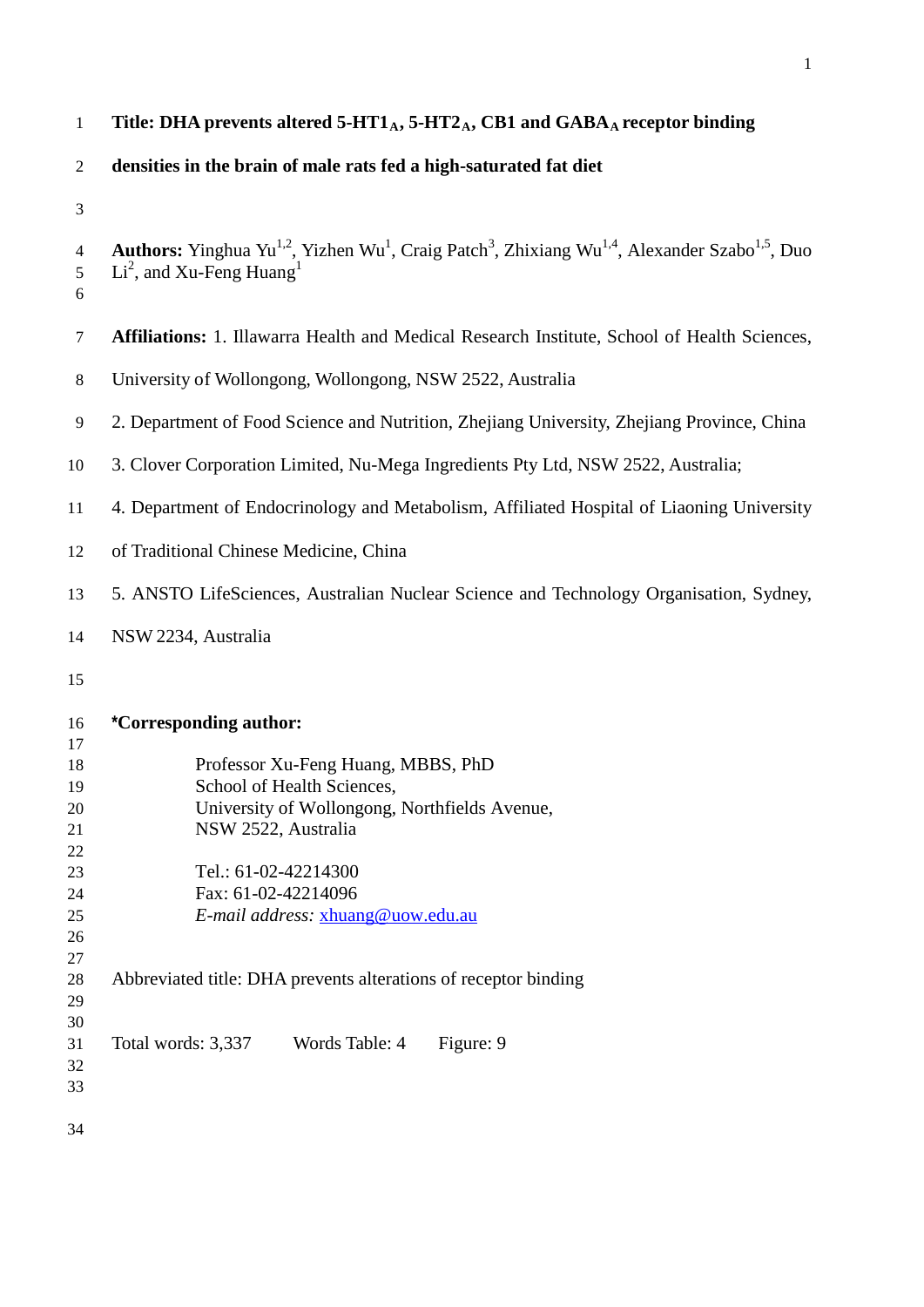**Title: DHA prevents altered 5-HT1$_A$, 5-HT2$_A$, CB1 and GABA$_A$ receptor binding densities in the brain of male rats fed a high-saturated fat diet**

**Authors:** Yinghua Yu[1,2], Yizhen Wu[1], Craig Patch[3], Zhixiang Wu[1,4], Alexander Szabo[1,5], Duo Li[2], and Xu-Feng Huang[1]

**Affiliations:** 1. Illawarra Health and Medical Research Institute, School of Health Sciences, University of Wollongong, Wollongong, NSW 2522, Australia

2. Department of Food Science and Nutrition, Zhejiang University, Zhejiang Province, China

3. Clover Corporation Limited, Nu-Mega Ingredients Pty Ltd, NSW 2522, Australia;

4. Department of Endocrinology and Metabolism, Affiliated Hospital of Liaoning University of Traditional Chinese Medicine, China

5. ANSTO LifeSciences, Australian Nuclear Science and Technology Organisation, Sydney, NSW 2234, Australia

**\*Corresponding author:**

Professor Xu-Feng Huang, MBBS, PhD
School of Health Sciences,
University of Wollongong, Northfields Avenue,
NSW 2522, Australia

Tel.: 61-02-42214300
Fax: 61-02-42214096
*E-mail address:* xhuang@uow.edu.au

Abbreviated title: DHA prevents alterations of receptor binding

Total words: 3,337 Words Table: 4 Figure: 9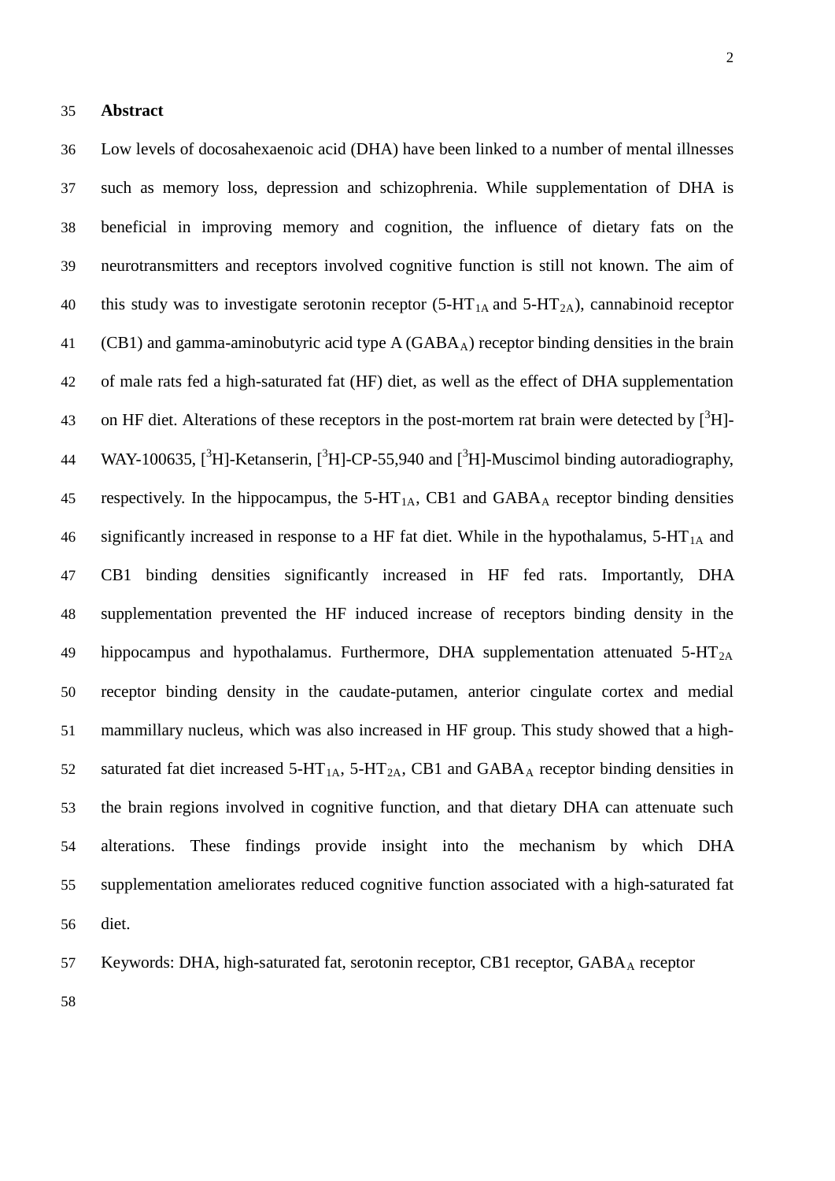## Abstract

Low levels of docosahexaenoic acid (DHA) have been linked to a number of mental illnesses such as memory loss, depression and schizophrenia. While supplementation of DHA is beneficial in improving memory and cognition, the influence of dietary fats on the neurotransmitters and receptors involved cognitive function is still not known. The aim of this study was to investigate serotonin receptor (5-$HT_{1A}$ and 5-$HT_{2A}$), cannabinoid receptor (CB1) and gamma-aminobutyric acid type A ($GABA_A$) receptor binding densities in the brain of male rats fed a high-saturated fat (HF) diet, as well as the effect of DHA supplementation on HF diet. Alterations of these receptors in the post-mortem rat brain were detected by [$^3$H]-WAY-100635, [$^3$H]-Ketanserin, [$^3$H]-CP-55,940 and [$^3$H]-Muscimol binding autoradiography, respectively. In the hippocampus, the 5-$HT_{1A}$, CB1 and $GABA_A$ receptor binding densities significantly increased in response to a HF fat diet. While in the hypothalamus, 5-$HT_{1A}$ and CB1 binding densities significantly increased in HF fed rats. Importantly, DHA supplementation prevented the HF induced increase of receptors binding density in the hippocampus and hypothalamus. Furthermore, DHA supplementation attenuated 5-$HT_{2A}$ receptor binding density in the caudate-putamen, anterior cingulate cortex and medial mammillary nucleus, which was also increased in HF group. This study showed that a high-saturated fat diet increased 5-$HT_{1A}$, 5-$HT_{2A}$, CB1 and $GABA_A$ receptor binding densities in the brain regions involved in cognitive function, and that dietary DHA can attenuate such alterations. These findings provide insight into the mechanism by which DHA supplementation ameliorates reduced cognitive function associated with a high-saturated fat diet.

Keywords: DHA, high-saturated fat, serotonin receptor, CB1 receptor, $GABA_A$ receptor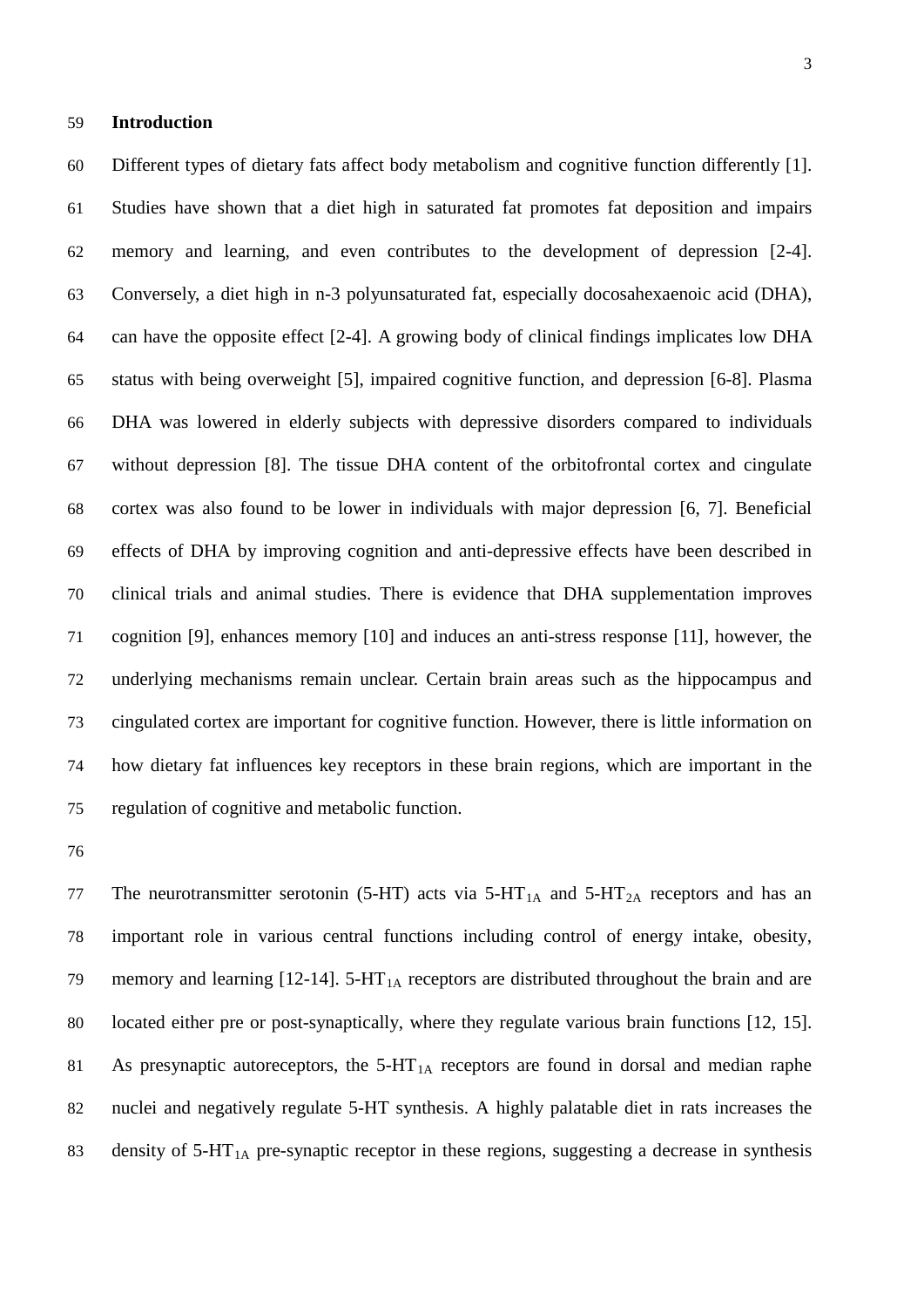## Introduction

Different types of dietary fats affect body metabolism and cognitive function differently [1]. Studies have shown that a diet high in saturated fat promotes fat deposition and impairs memory and learning, and even contributes to the development of depression [2-4]. Conversely, a diet high in n-3 polyunsaturated fat, especially docosahexaenoic acid (DHA), can have the opposite effect [2-4]. A growing body of clinical findings implicates low DHA status with being overweight [5], impaired cognitive function, and depression [6-8]. Plasma DHA was lowered in elderly subjects with depressive disorders compared to individuals without depression [8]. The tissue DHA content of the orbitofrontal cortex and cingulate cortex was also found to be lower in individuals with major depression [6, 7]. Beneficial effects of DHA by improving cognition and anti-depressive effects have been described in clinical trials and animal studies. There is evidence that DHA supplementation improves cognition [9], enhances memory [10] and induces an anti-stress response [11], however, the underlying mechanisms remain unclear. Certain brain areas such as the hippocampus and cingulated cortex are important for cognitive function. However, there is little information on how dietary fat influences key receptors in these brain regions, which are important in the regulation of cognitive and metabolic function.

The neurotransmitter serotonin (5-HT) acts via 5-$HT_{1A}$ and 5-$HT_{2A}$ receptors and has an important role in various central functions including control of energy intake, obesity, memory and learning [12-14]. 5-$HT_{1A}$ receptors are distributed throughout the brain and are located either pre or post-synaptically, where they regulate various brain functions [12, 15]. As presynaptic autoreceptors, the 5-$HT_{1A}$ receptors are found in dorsal and median raphe nuclei and negatively regulate 5-HT synthesis. A highly palatable diet in rats increases the density of 5-$HT_{1A}$ pre-synaptic receptor in these regions, suggesting a decrease in synthesis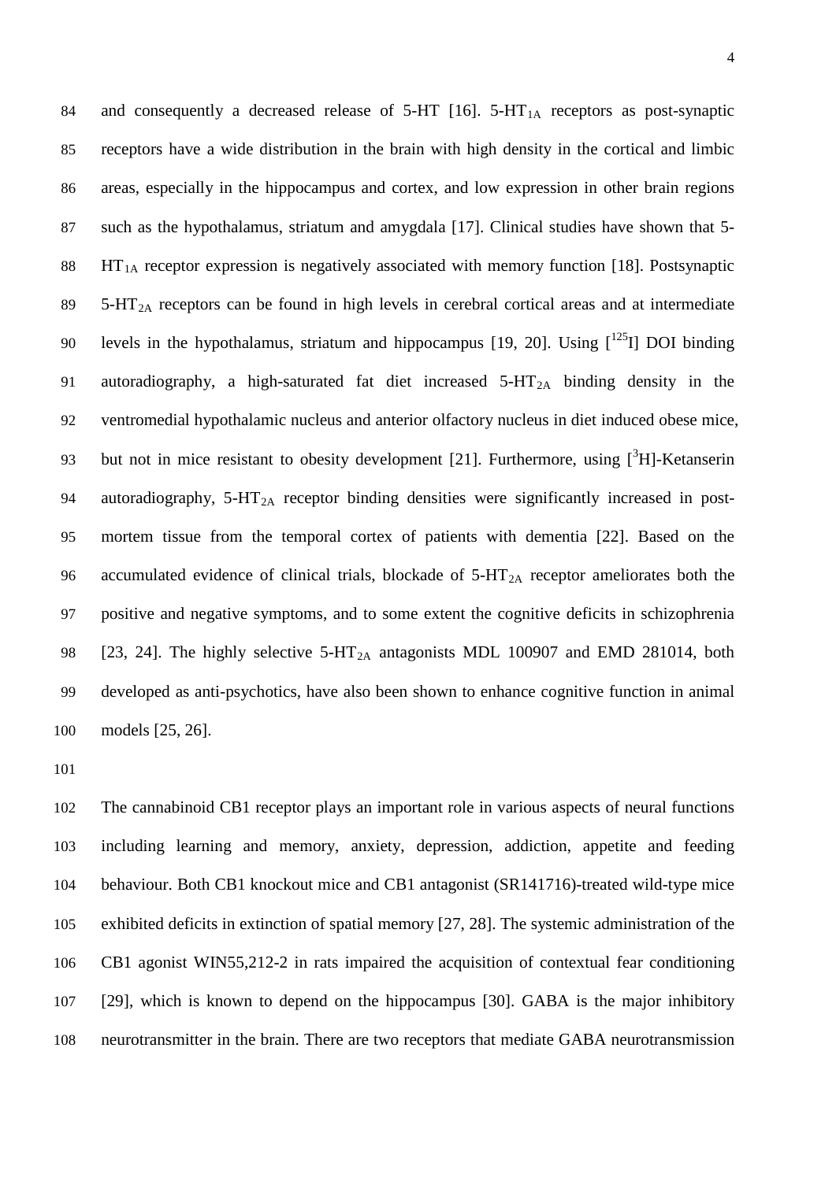and consequently a decreased release of 5-HT [16]. 5-$HT_{1A}$ receptors as post-synaptic receptors have a wide distribution in the brain with high density in the cortical and limbic areas, especially in the hippocampus and cortex, and low expression in other brain regions such as the hypothalamus, striatum and amygdala [17]. Clinical studies have shown that 5-$HT_{1A}$ receptor expression is negatively associated with memory function [18]. Postsynaptic 5-$HT_{2A}$ receptors can be found in high levels in cerebral cortical areas and at intermediate levels in the hypothalamus, striatum and hippocampus [19, 20]. Using [$^{125}$I] DOI binding autoradiography, a high-saturated fat diet increased 5-$HT_{2A}$ binding density in the ventromedial hypothalamic nucleus and anterior olfactory nucleus in diet induced obese mice, but not in mice resistant to obesity development [21]. Furthermore, using [$^{3}$H]-Ketanserin autoradiography, 5-$HT_{2A}$ receptor binding densities were significantly increased in post-mortem tissue from the temporal cortex of patients with dementia [22]. Based on the accumulated evidence of clinical trials, blockade of 5-$HT_{2A}$ receptor ameliorates both the positive and negative symptoms, and to some extent the cognitive deficits in schizophrenia [23, 24]. The highly selective 5-$HT_{2A}$ antagonists MDL 100907 and EMD 281014, both developed as anti-psychotics, have also been shown to enhance cognitive function in animal models [25, 26].

The cannabinoid CB1 receptor plays an important role in various aspects of neural functions including learning and memory, anxiety, depression, addiction, appetite and feeding behaviour. Both CB1 knockout mice and CB1 antagonist (SR141716)-treated wild-type mice exhibited deficits in extinction of spatial memory [27, 28]. The systemic administration of the CB1 agonist WIN55,212-2 in rats impaired the acquisition of contextual fear conditioning [29], which is known to depend on the hippocampus [30]. GABA is the major inhibitory neurotransmitter in the brain. There are two receptors that mediate GABA neurotransmission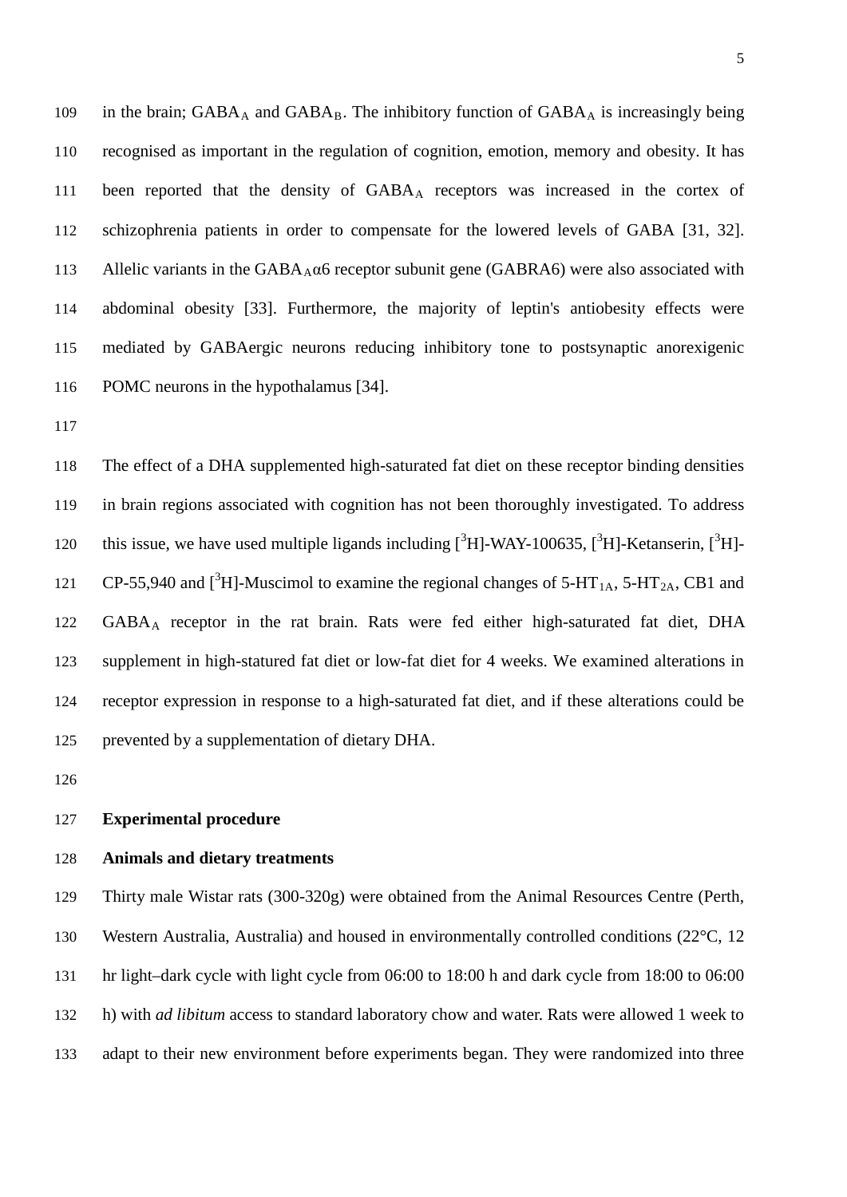in the brain; $GABA_A$ and $GABA_B$. The inhibitory function of $GABA_A$ is increasingly being recognised as important in the regulation of cognition, emotion, memory and obesity. It has been reported that the density of $GABA_A$ receptors was increased in the cortex of schizophrenia patients in order to compensate for the lowered levels of GABA [31, 32]. Allelic variants in the $GABA_A\alpha6$ receptor subunit gene (GABRA6) were also associated with abdominal obesity [33]. Furthermore, the majority of leptin's antiobesity effects were mediated by GABAergic neurons reducing inhibitory tone to postsynaptic anorexigenic POMC neurons in the hypothalamus [34].

The effect of a DHA supplemented high-saturated fat diet on these receptor binding densities in brain regions associated with cognition has not been thoroughly investigated. To address this issue, we have used multiple ligands including [$^3$H]-WAY-100635, [$^3$H]-Ketanserin, [$^3$H]-CP-55,940 and [$^3$H]-Muscimol to examine the regional changes of $5\text{-}HT_{1A}$, $5\text{-}HT_{2A}$, CB1 and $GABA_A$ receptor in the rat brain. Rats were fed either high-saturated fat diet, DHA supplement in high-statured fat diet or low-fat diet for 4 weeks. We examined alterations in receptor expression in response to a high-saturated fat diet, and if these alterations could be prevented by a supplementation of dietary DHA.

## Experimental procedure

### Animals and dietary treatments

Thirty male Wistar rats (300-320g) were obtained from the Animal Resources Centre (Perth, Western Australia, Australia) and housed in environmentally controlled conditions (22°C, 12 hr light–dark cycle with light cycle from 06:00 to 18:00 h and dark cycle from 18:00 to 06:00 h) with *ad libitum* access to standard laboratory chow and water. Rats were allowed 1 week to adapt to their new environment before experiments began. They were randomized into three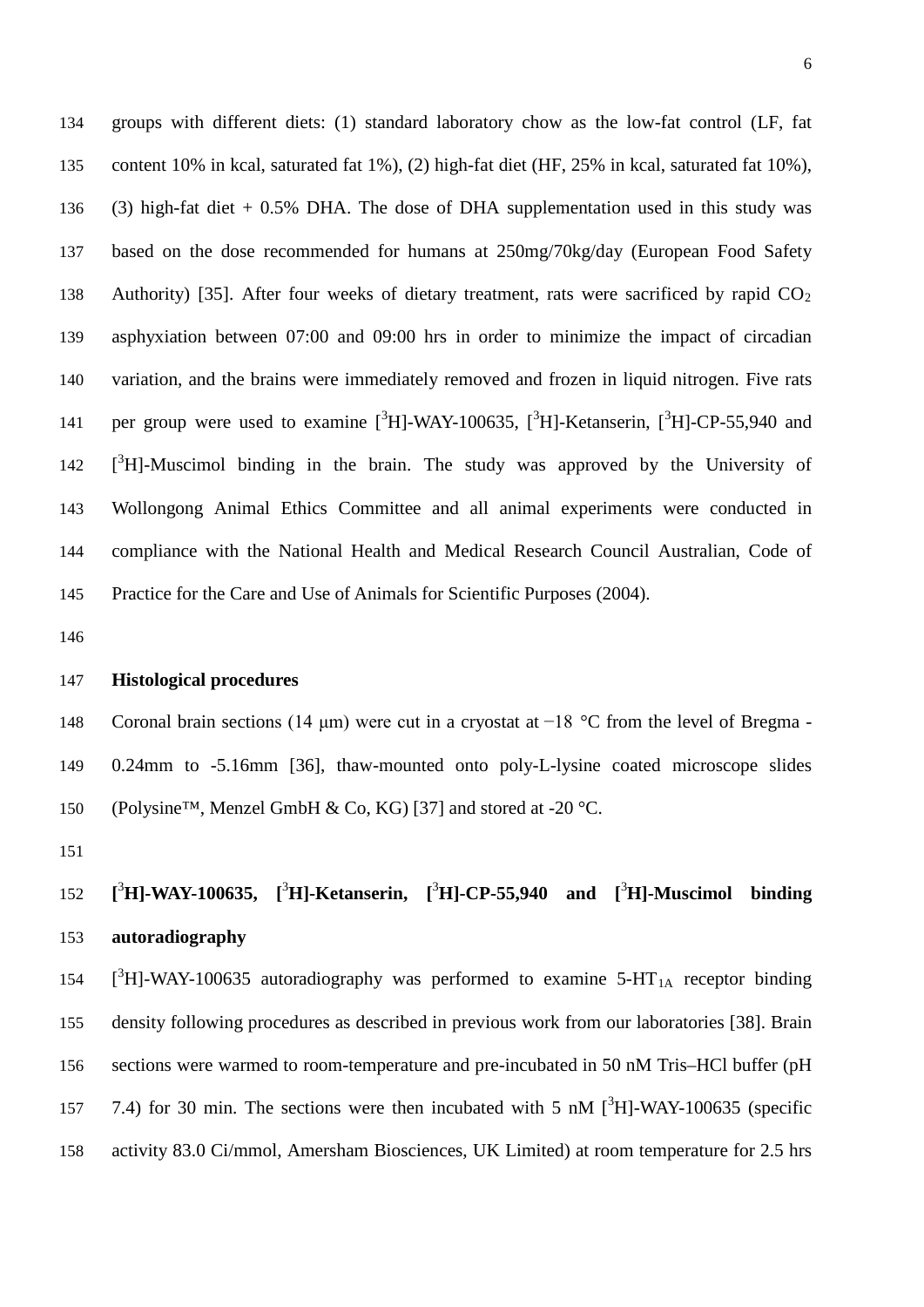groups with different diets: (1) standard laboratory chow as the low-fat control (LF, fat content 10% in kcal, saturated fat 1%), (2) high-fat diet (HF, 25% in kcal, saturated fat 10%), (3) high-fat diet + 0.5% DHA. The dose of DHA supplementation used in this study was based on the dose recommended for humans at 250mg/70kg/day (European Food Safety Authority) [35]. After four weeks of dietary treatment, rats were sacrificed by rapid $CO_2$ asphyxiation between 07:00 and 09:00 hrs in order to minimize the impact of circadian variation, and the brains were immediately removed and frozen in liquid nitrogen. Five rats per group were used to examine [$^3$H]-WAY-100635, [$^3$H]-Ketanserin, [$^3$H]-CP-55,940 and [$^3$H]-Muscimol binding in the brain. The study was approved by the University of Wollongong Animal Ethics Committee and all animal experiments were conducted in compliance with the National Health and Medical Research Council Australian, Code of Practice for the Care and Use of Animals for Scientific Purposes (2004).

**Histological procedures**

Coronal brain sections (14 μm) were cut in a cryostat at −18 °C from the level of Bregma -0.24mm to -5.16mm [36], thaw-mounted onto poly-L-lysine coated microscope slides (Polysine™, Menzel GmbH & Co, KG) [37] and stored at -20 °C.

**[$^3$H]-WAY-100635, [$^3$H]-Ketanserin, [$^3$H]-CP-55,940 and [$^3$H]-Muscimol binding autoradiography**

[$^3$H]-WAY-100635 autoradiography was performed to examine 5-$HT_{1A}$ receptor binding density following procedures as described in previous work from our laboratories [38]. Brain sections were warmed to room-temperature and pre-incubated in 50 nM Tris–HCl buffer (pH 7.4) for 30 min. The sections were then incubated with 5 nM [$^3$H]-WAY-100635 (specific activity 83.0 Ci/mmol, Amersham Biosciences, UK Limited) at room temperature for 2.5 hrs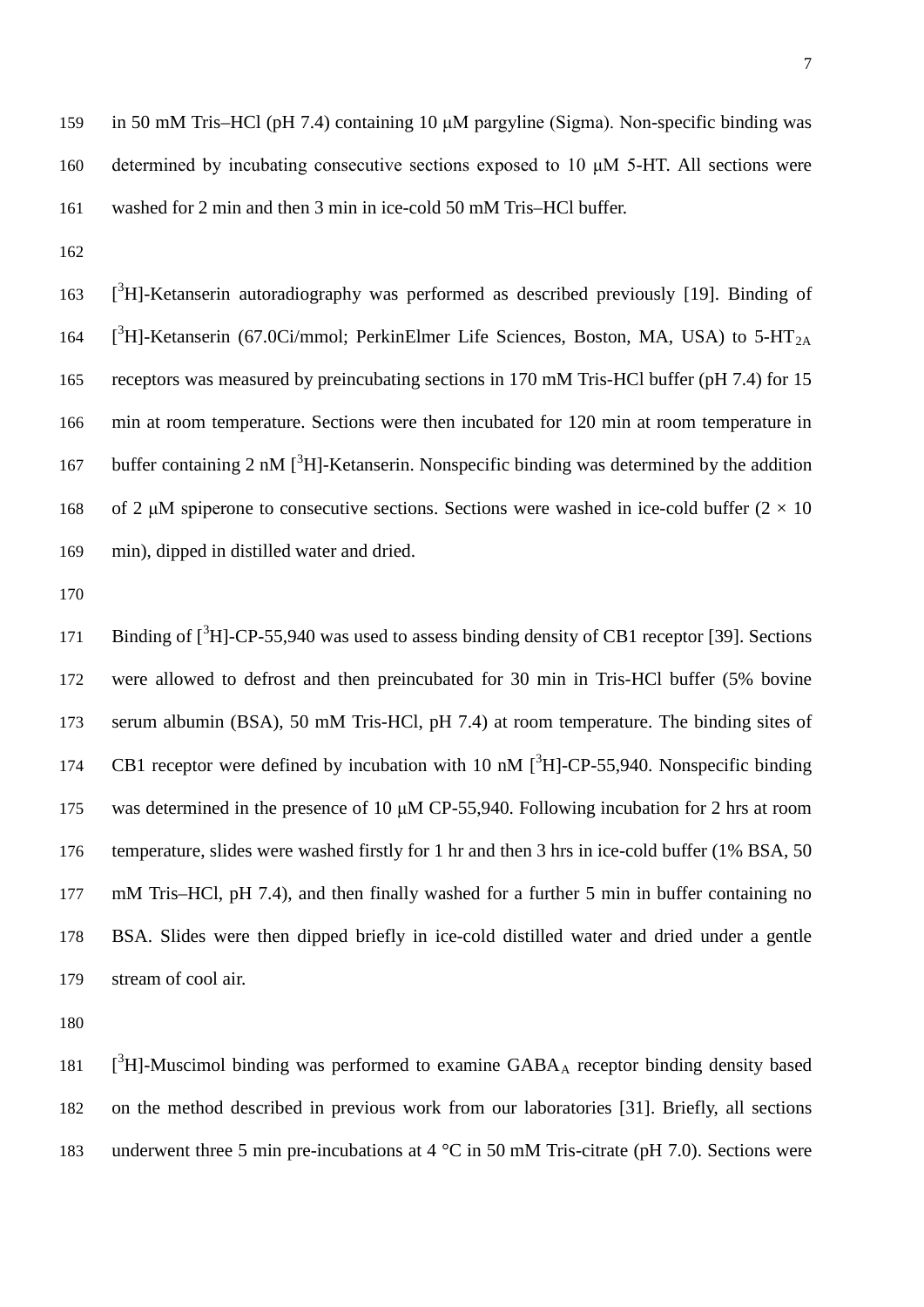in 50 mM Tris–HCl (pH 7.4) containing 10 μM pargyline (Sigma). Non-specific binding was determined by incubating consecutive sections exposed to 10 μM 5-HT. All sections were washed for 2 min and then 3 min in ice-cold 50 mM Tris–HCl buffer.

[$^3$H]-Ketanserin autoradiography was performed as described previously [19]. Binding of [$^3$H]-Ketanserin (67.0Ci/mmol; PerkinElmer Life Sciences, Boston, MA, USA) to 5-HT$_{2A}$ receptors was measured by preincubating sections in 170 mM Tris-HCl buffer (pH 7.4) for 15 min at room temperature. Sections were then incubated for 120 min at room temperature in buffer containing 2 nM [$^3$H]-Ketanserin. Nonspecific binding was determined by the addition of 2 μM spiperone to consecutive sections. Sections were washed in ice-cold buffer (2 × 10 min), dipped in distilled water and dried.

Binding of [$^3$H]-CP-55,940 was used to assess binding density of CB1 receptor [39]. Sections were allowed to defrost and then preincubated for 30 min in Tris-HCl buffer (5% bovine serum albumin (BSA), 50 mM Tris-HCl, pH 7.4) at room temperature. The binding sites of CB1 receptor were defined by incubation with 10 nM [$^3$H]-CP-55,940. Nonspecific binding was determined in the presence of 10 μM CP-55,940. Following incubation for 2 hrs at room temperature, slides were washed firstly for 1 hr and then 3 hrs in ice-cold buffer (1% BSA, 50 mM Tris–HCl, pH 7.4), and then finally washed for a further 5 min in buffer containing no BSA. Slides were then dipped briefly in ice-cold distilled water and dried under a gentle stream of cool air.

[$^3$H]-Muscimol binding was performed to examine GABA$_A$ receptor binding density based on the method described in previous work from our laboratories [31]. Briefly, all sections underwent three 5 min pre-incubations at 4 °C in 50 mM Tris-citrate (pH 7.0). Sections were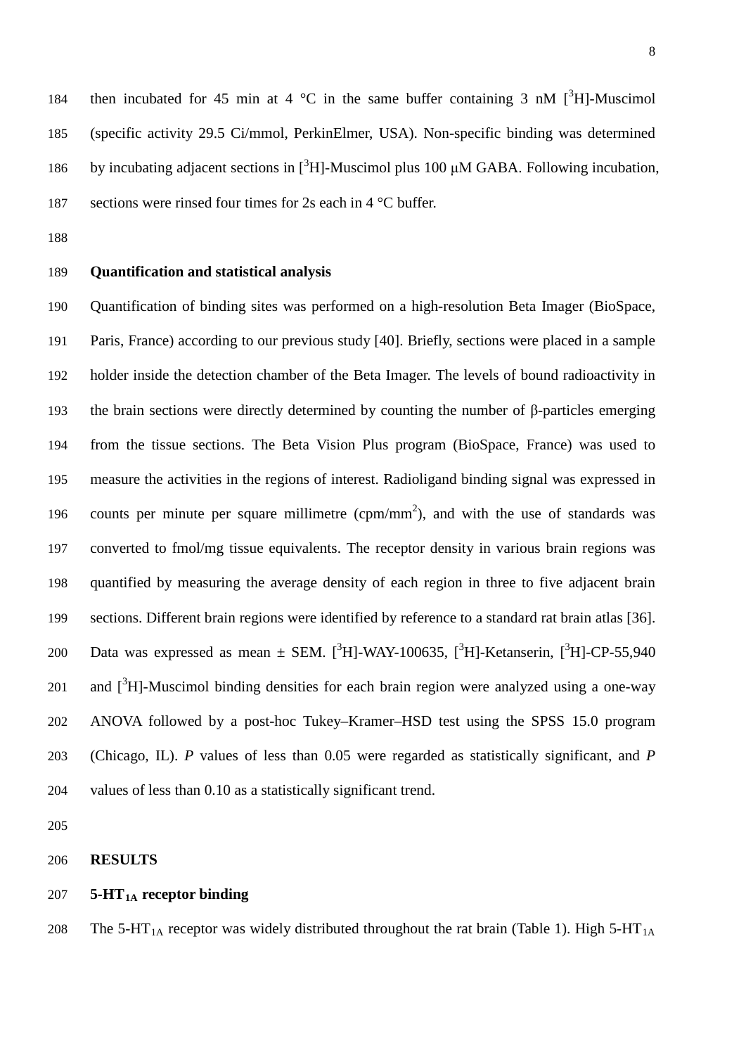then incubated for 45 min at 4 °C in the same buffer containing 3 nM [$^3$H]-Muscimol (specific activity 29.5 Ci/mmol, PerkinElmer, USA). Non-specific binding was determined by incubating adjacent sections in [$^3$H]-Muscimol plus 100 μM GABA. Following incubation, sections were rinsed four times for 2s each in 4 °C buffer.

### Quantification and statistical analysis

Quantification of binding sites was performed on a high-resolution Beta Imager (BioSpace, Paris, France) according to our previous study [40]. Briefly, sections were placed in a sample holder inside the detection chamber of the Beta Imager. The levels of bound radioactivity in the brain sections were directly determined by counting the number of β-particles emerging from the tissue sections. The Beta Vision Plus program (BioSpace, France) was used to measure the activities in the regions of interest. Radioligand binding signal was expressed in counts per minute per square millimetre (cpm/mm$^2$), and with the use of standards was converted to fmol/mg tissue equivalents. The receptor density in various brain regions was quantified by measuring the average density of each region in three to five adjacent brain sections. Different brain regions were identified by reference to a standard rat brain atlas [36]. Data was expressed as mean ± SEM. [$^3$H]-WAY-100635, [$^3$H]-Ketanserin, [$^3$H]-CP-55,940 and [$^3$H]-Muscimol binding densities for each brain region were analyzed using a one-way ANOVA followed by a post-hoc Tukey–Kramer–HSD test using the SPSS 15.0 program (Chicago, IL). *P* values of less than 0.05 were regarded as statistically significant, and *P* values of less than 0.10 as a statistically significant trend.

## RESULTS

### 5-HT$_{1A}$ receptor binding

The 5-HT$_{1A}$ receptor was widely distributed throughout the rat brain (Table 1). High 5-HT$_{1A}$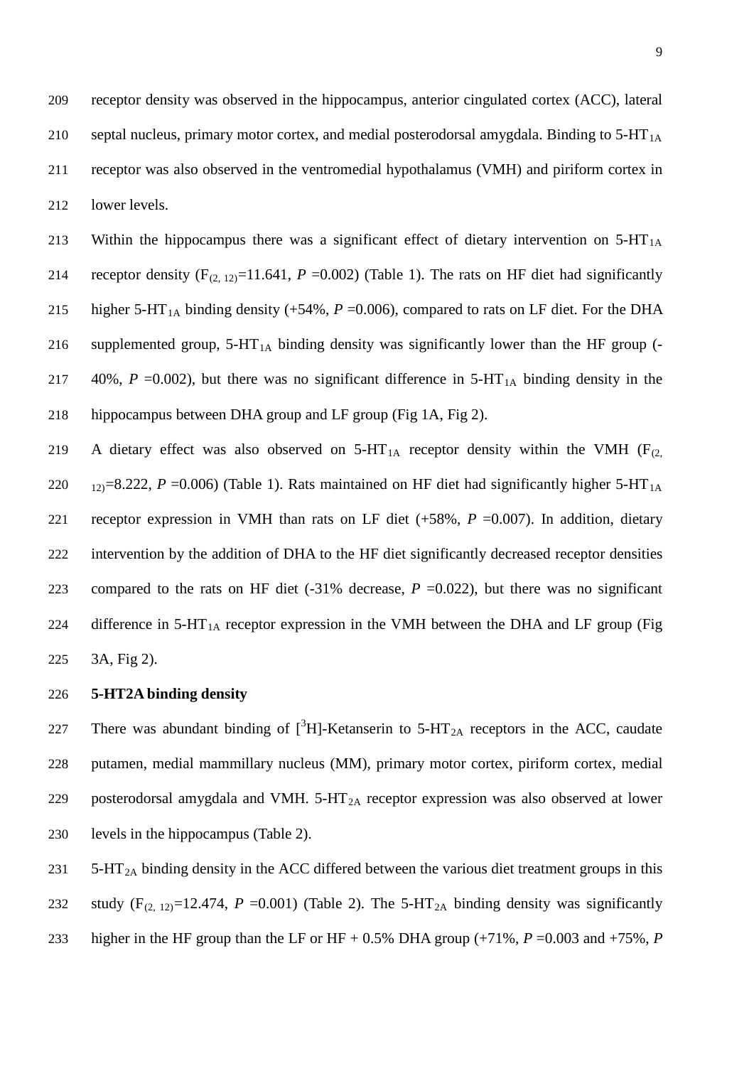receptor density was observed in the hippocampus, anterior cingulated cortex (ACC), lateral septal nucleus, primary motor cortex, and medial posterodorsal amygdala. Binding to 5-$HT_{1A}$ receptor was also observed in the ventromedial hypothalamus (VMH) and piriform cortex in lower levels.

Within the hippocampus there was a significant effect of dietary intervention on 5-$HT_{1A}$ receptor density ($F_{(2, 12)}$=11.641, $P$ =0.002) (Table 1). The rats on HF diet had significantly higher 5-$HT_{1A}$ binding density (+54%, $P$ =0.006), compared to rats on LF diet. For the DHA supplemented group, 5-$HT_{1A}$ binding density was significantly lower than the HF group (-40%, $P$ =0.002), but there was no significant difference in 5-$HT_{1A}$ binding density in the hippocampus between DHA group and LF group (Fig 1A, Fig 2).

A dietary effect was also observed on 5-$HT_{1A}$ receptor density within the VMH ($F_{(2, 12)}$=8.222, $P$ =0.006) (Table 1). Rats maintained on HF diet had significantly higher 5-$HT_{1A}$ receptor expression in VMH than rats on LF diet (+58%, $P$ =0.007). In addition, dietary intervention by the addition of DHA to the HF diet significantly decreased receptor densities compared to the rats on HF diet (-31% decrease, $P$ =0.022), but there was no significant difference in 5-$HT_{1A}$ receptor expression in the VMH between the DHA and LF group (Fig 3A, Fig 2).

**5-HT2A binding density**

There was abundant binding of [$^3$H]-Ketanserin to 5-$HT_{2A}$ receptors in the ACC, caudate putamen, medial mammillary nucleus (MM), primary motor cortex, piriform cortex, medial posterodorsal amygdala and VMH. 5-$HT_{2A}$ receptor expression was also observed at lower levels in the hippocampus (Table 2).

5-$HT_{2A}$ binding density in the ACC differed between the various diet treatment groups in this study ($F_{(2, 12)}$=12.474, $P$ =0.001) (Table 2). The 5-$HT_{2A}$ binding density was significantly higher in the HF group than the LF or HF + 0.5% DHA group (+71%, $P$ =0.003 and +75%, $P$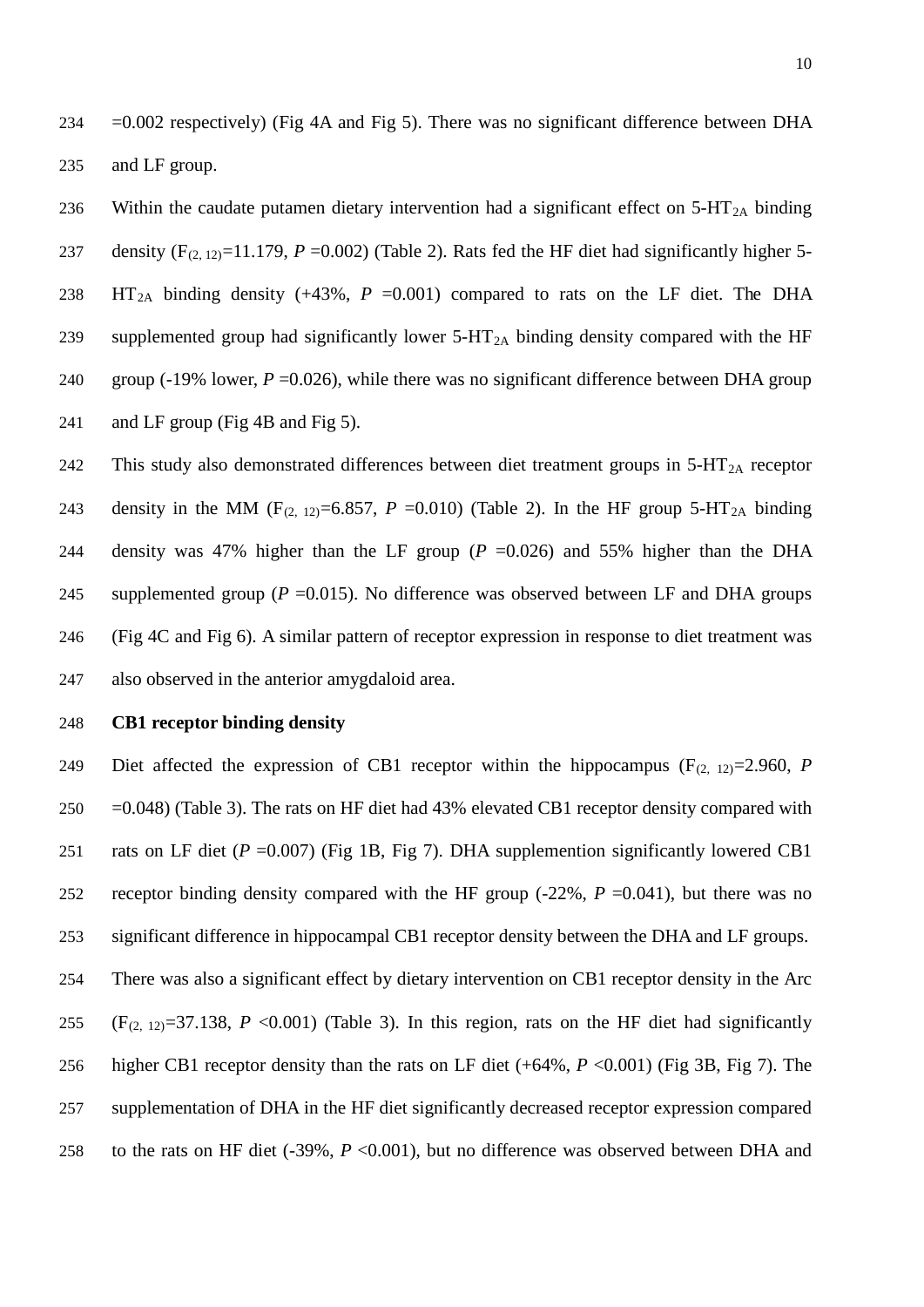=0.002 respectively) (Fig 4A and Fig 5). There was no significant difference between DHA and LF group.

Within the caudate putamen dietary intervention had a significant effect on 5-$HT_{2A}$ binding density ($F_{(2, 12)}$=11.179, *P* =0.002) (Table 2). Rats fed the HF diet had significantly higher 5-$HT_{2A}$ binding density (+43%, *P* =0.001) compared to rats on the LF diet. The DHA supplemented group had significantly lower 5-$HT_{2A}$ binding density compared with the HF group (-19% lower, *P* =0.026), while there was no significant difference between DHA group and LF group (Fig 4B and Fig 5).

This study also demonstrated differences between diet treatment groups in 5-$HT_{2A}$ receptor density in the MM ($F_{(2, 12)}$=6.857, *P* =0.010) (Table 2). In the HF group 5-$HT_{2A}$ binding density was 47% higher than the LF group (*P* =0.026) and 55% higher than the DHA supplemented group (*P* =0.015). No difference was observed between LF and DHA groups (Fig 4C and Fig 6). A similar pattern of receptor expression in response to diet treatment was also observed in the anterior amygdaloid area.

**CB1 receptor binding density**

Diet affected the expression of CB1 receptor within the hippocampus ($F_{(2, 12)}$=2.960, *P* =0.048) (Table 3). The rats on HF diet had 43% elevated CB1 receptor density compared with rats on LF diet (*P* =0.007) (Fig 1B, Fig 7). DHA supplemention significantly lowered CB1 receptor binding density compared with the HF group (-22%, *P* =0.041), but there was no significant difference in hippocampal CB1 receptor density between the DHA and LF groups.

There was also a significant effect by dietary intervention on CB1 receptor density in the Arc ($F_{(2, 12)}$=37.138, *P* <0.001) (Table 3). In this region, rats on the HF diet had significantly higher CB1 receptor density than the rats on LF diet (+64%, *P* <0.001) (Fig 3B, Fig 7). The supplementation of DHA in the HF diet significantly decreased receptor expression compared to the rats on HF diet (-39%, *P* <0.001), but no difference was observed between DHA and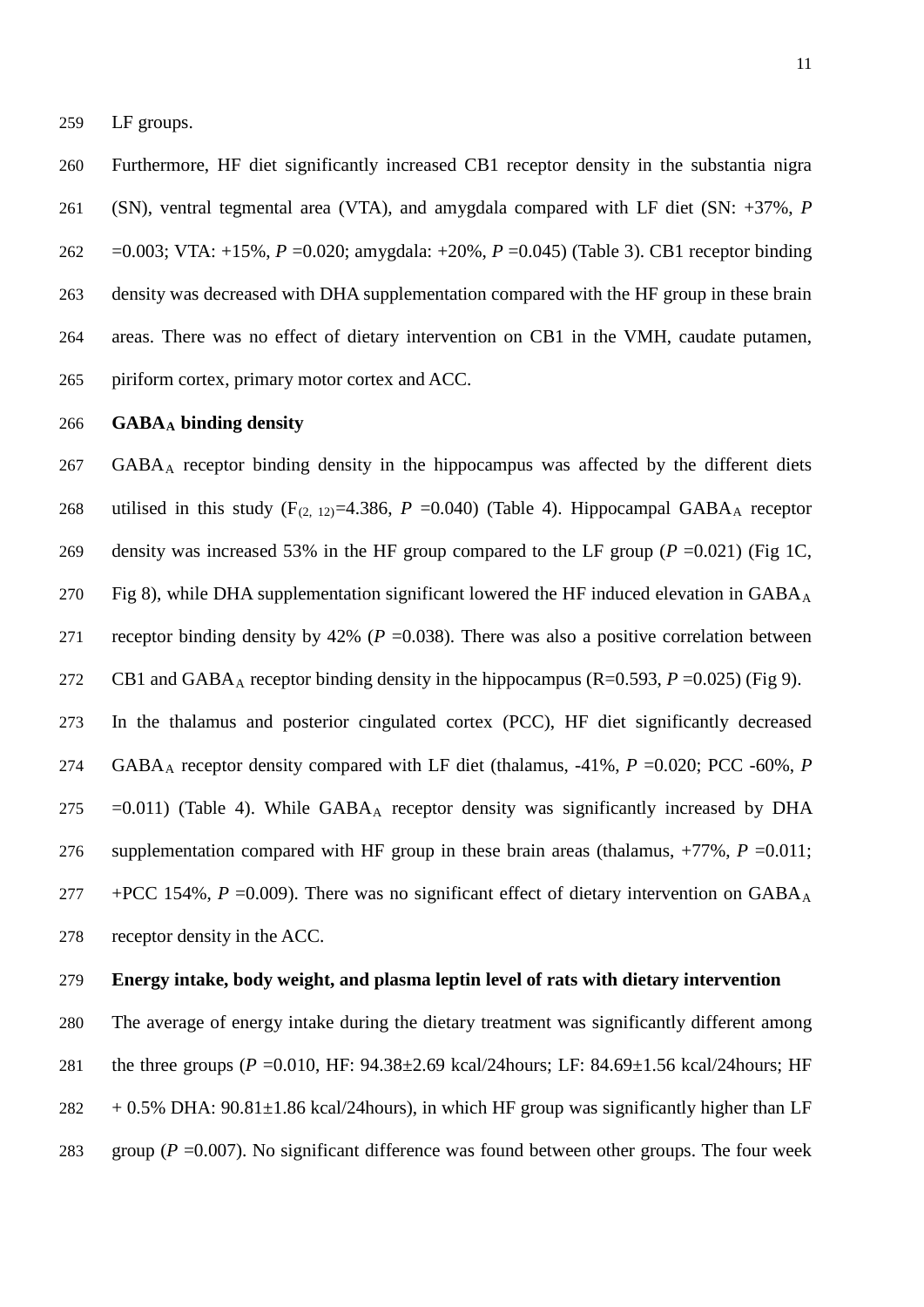LF groups.

Furthermore, HF diet significantly increased CB1 receptor density in the substantia nigra (SN), ventral tegmental area (VTA), and amygdala compared with LF diet (SN: +37%, *P* =0.003; VTA: +15%, *P* =0.020; amygdala: +20%, *P* =0.045) (Table 3). CB1 receptor binding density was decreased with DHA supplementation compared with the HF group in these brain areas. There was no effect of dietary intervention on CB1 in the VMH, caudate putamen, piriform cortex, primary motor cortex and ACC.

**$GABA_A$ binding density**

$GABA_A$ receptor binding density in the hippocampus was affected by the different diets utilised in this study ($F_{(2, 12)}$=4.386, *P* =0.040) (Table 4). Hippocampal $GABA_A$ receptor density was increased 53% in the HF group compared to the LF group (*P* =0.021) (Fig 1C, Fig 8), while DHA supplementation significant lowered the HF induced elevation in $GABA_A$ receptor binding density by 42% (*P* =0.038). There was also a positive correlation between CB1 and $GABA_A$ receptor binding density in the hippocampus (R=0.593, *P* =0.025) (Fig 9).

In the thalamus and posterior cingulated cortex (PCC), HF diet significantly decreased $GABA_A$ receptor density compared with LF diet (thalamus, -41%, *P* =0.020; PCC -60%, *P* =0.011) (Table 4). While $GABA_A$ receptor density was significantly increased by DHA supplementation compared with HF group in these brain areas (thalamus, +77%, *P* =0.011; +PCC 154%, *P* =0.009). There was no significant effect of dietary intervention on $GABA_A$ receptor density in the ACC.

**Energy intake, body weight, and plasma leptin level of rats with dietary intervention**

The average of energy intake during the dietary treatment was significantly different among the three groups (*P* =0.010, HF: 94.38±2.69 kcal/24hours; LF: 84.69±1.56 kcal/24hours; HF + 0.5% DHA: 90.81±1.86 kcal/24hours), in which HF group was significantly higher than LF group (*P* =0.007). No significant difference was found between other groups. The four week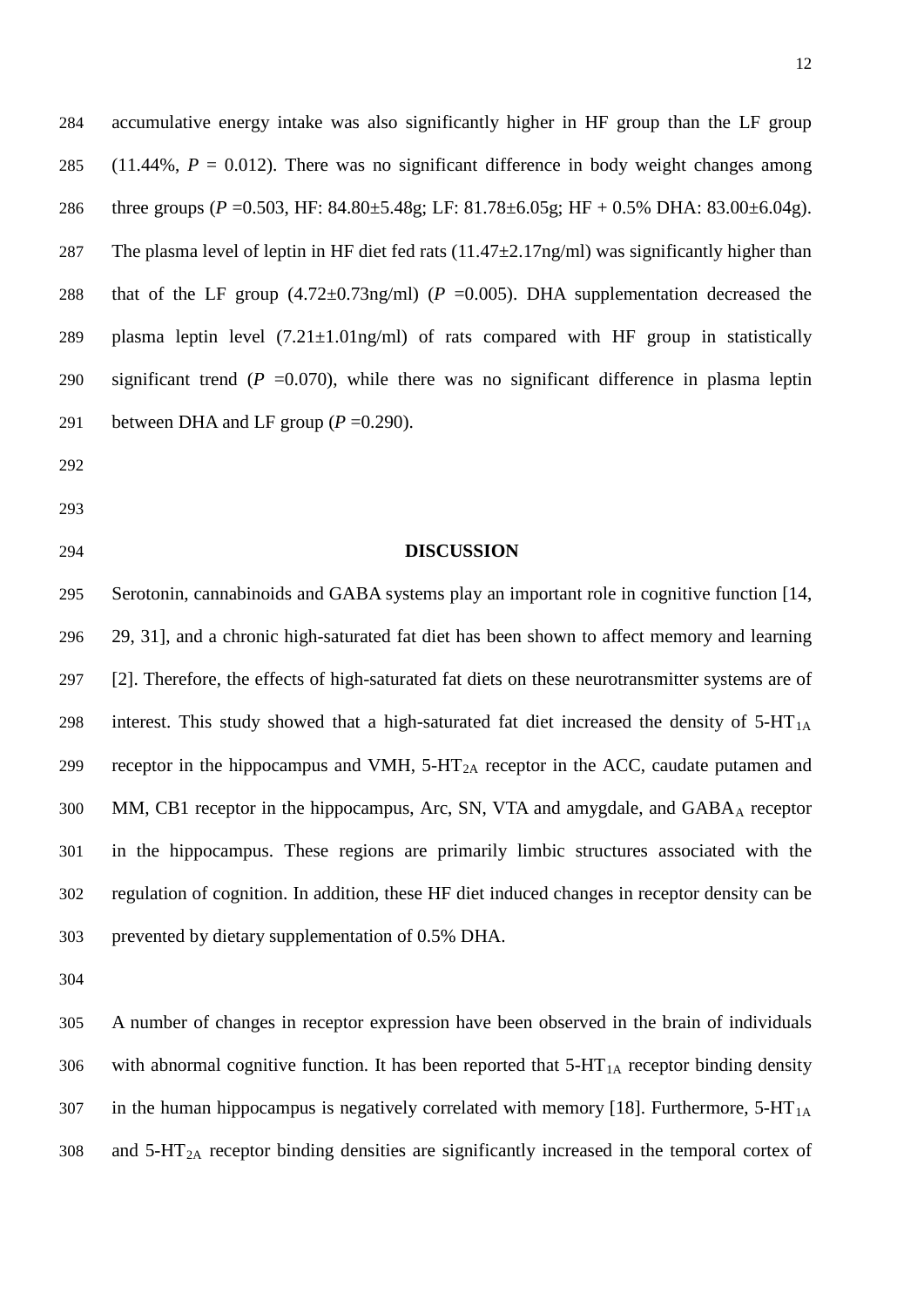accumulative energy intake was also significantly higher in HF group than the LF group (11.44%, $P$ = 0.012). There was no significant difference in body weight changes among three groups ($P$ =0.503, HF: 84.80±5.48g; LF: 81.78±6.05g; HF + 0.5% DHA: 83.00±6.04g). The plasma level of leptin in HF diet fed rats (11.47±2.17ng/ml) was significantly higher than that of the LF group (4.72±0.73ng/ml) ($P$ =0.005). DHA supplementation decreased the plasma leptin level (7.21±1.01ng/ml) of rats compared with HF group in statistically significant trend ($P$ =0.070), while there was no significant difference in plasma leptin between DHA and LF group ($P$ =0.290).

## DISCUSSION

Serotonin, cannabinoids and GABA systems play an important role in cognitive function [14, 29, 31], and a chronic high-saturated fat diet has been shown to affect memory and learning [2]. Therefore, the effects of high-saturated fat diets on these neurotransmitter systems are of interest. This study showed that a high-saturated fat diet increased the density of 5-$HT_{1A}$ receptor in the hippocampus and VMH, 5-$HT_{2A}$ receptor in the ACC, caudate putamen and MM, CB1 receptor in the hippocampus, Arc, SN, VTA and amygdale, and $GABA_A$ receptor in the hippocampus. These regions are primarily limbic structures associated with the regulation of cognition. In addition, these HF diet induced changes in receptor density can be prevented by dietary supplementation of 0.5% DHA.

A number of changes in receptor expression have been observed in the brain of individuals with abnormal cognitive function. It has been reported that 5-$HT_{1A}$ receptor binding density in the human hippocampus is negatively correlated with memory [18]. Furthermore, 5-$HT_{1A}$ and 5-$HT_{2A}$ receptor binding densities are significantly increased in the temporal cortex of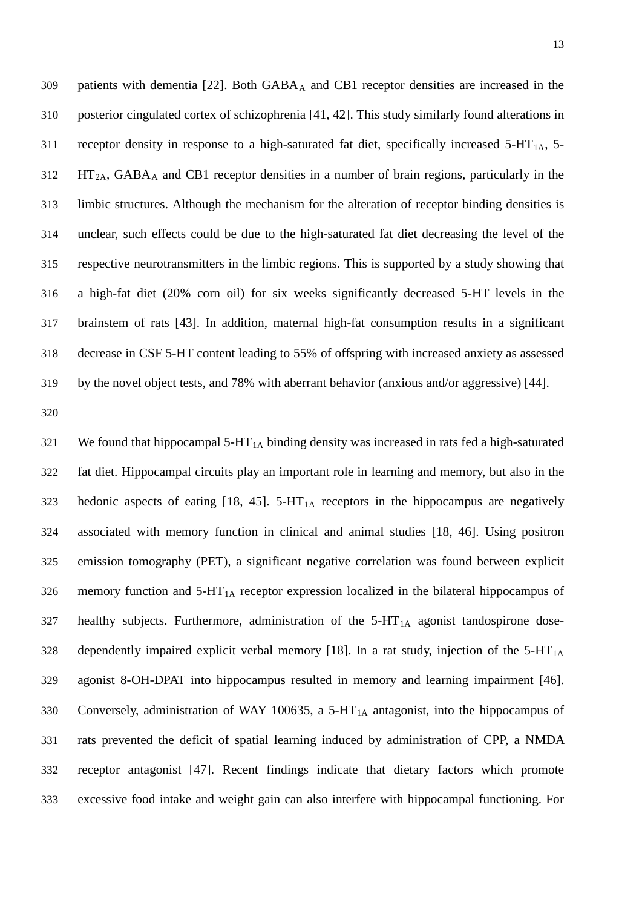patients with dementia [22]. Both $GABA_A$ and CB1 receptor densities are increased in the posterior cingulated cortex of schizophrenia [41, 42]. This study similarly found alterations in receptor density in response to a high-saturated fat diet, specifically increased $5\text{-}HT_{1A}$, $5\text{-}HT_{2A}$, $GABA_A$ and CB1 receptor densities in a number of brain regions, particularly in the limbic structures. Although the mechanism for the alteration of receptor binding densities is unclear, such effects could be due to the high-saturated fat diet decreasing the level of the respective neurotransmitters in the limbic regions. This is supported by a study showing that a high-fat diet (20% corn oil) for six weeks significantly decreased 5-HT levels in the brainstem of rats [43]. In addition, maternal high-fat consumption results in a significant decrease in CSF 5-HT content leading to 55% of offspring with increased anxiety as assessed by the novel object tests, and 78% with aberrant behavior (anxious and/or aggressive) [44].

We found that hippocampal $5\text{-}HT_{1A}$ binding density was increased in rats fed a high-saturated fat diet. Hippocampal circuits play an important role in learning and memory, but also in the hedonic aspects of eating [18, 45]. $5\text{-}HT_{1A}$ receptors in the hippocampus are negatively associated with memory function in clinical and animal studies [18, 46]. Using positron emission tomography (PET), a significant negative correlation was found between explicit memory function and $5\text{-}HT_{1A}$ receptor expression localized in the bilateral hippocampus of healthy subjects. Furthermore, administration of the $5\text{-}HT_{1A}$ agonist tandospirone dose-dependently impaired explicit verbal memory [18]. In a rat study, injection of the $5\text{-}HT_{1A}$ agonist 8-OH-DPAT into hippocampus resulted in memory and learning impairment [46]. Conversely, administration of WAY 100635, a $5\text{-}HT_{1A}$ antagonist, into the hippocampus of rats prevented the deficit of spatial learning induced by administration of CPP, a NMDA receptor antagonist [47]. Recent findings indicate that dietary factors which promote excessive food intake and weight gain can also interfere with hippocampal functioning. For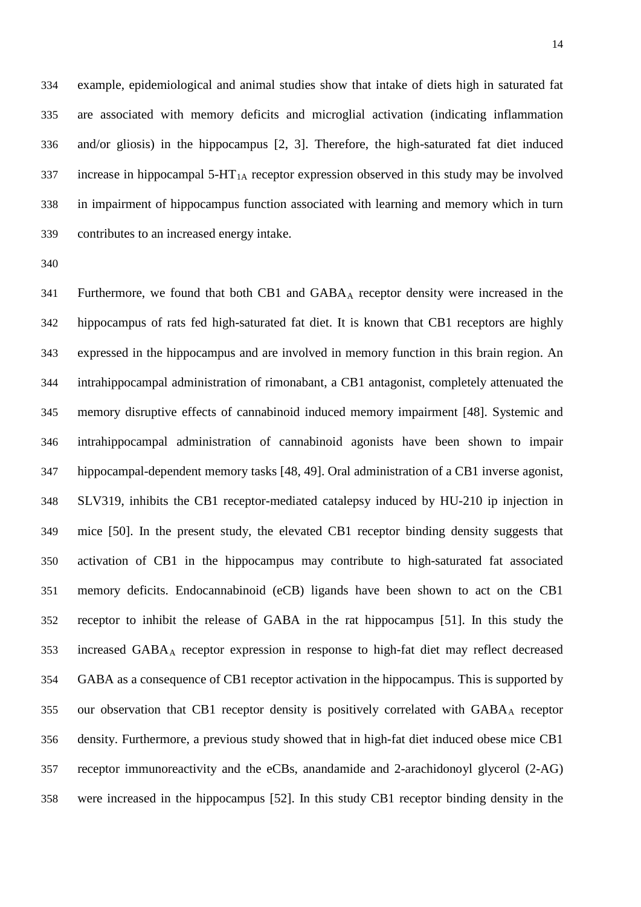example, epidemiological and animal studies show that intake of diets high in saturated fat are associated with memory deficits and microglial activation (indicating inflammation and/or gliosis) in the hippocampus [2, 3]. Therefore, the high-saturated fat diet induced increase in hippocampal 5-$HT_{1A}$ receptor expression observed in this study may be involved in impairment of hippocampus function associated with learning and memory which in turn contributes to an increased energy intake.

Furthermore, we found that both CB1 and $GABA_A$ receptor density were increased in the hippocampus of rats fed high-saturated fat diet. It is known that CB1 receptors are highly expressed in the hippocampus and are involved in memory function in this brain region. An intrahippocampal administration of rimonabant, a CB1 antagonist, completely attenuated the memory disruptive effects of cannabinoid induced memory impairment [48]. Systemic and intrahippocampal administration of cannabinoid agonists have been shown to impair hippocampal-dependent memory tasks [48, 49]. Oral administration of a CB1 inverse agonist, SLV319, inhibits the CB1 receptor-mediated catalepsy induced by HU-210 ip injection in mice [50]. In the present study, the elevated CB1 receptor binding density suggests that activation of CB1 in the hippocampus may contribute to high-saturated fat associated memory deficits. Endocannabinoid (eCB) ligands have been shown to act on the CB1 receptor to inhibit the release of GABA in the rat hippocampus [51]. In this study the increased $GABA_A$ receptor expression in response to high-fat diet may reflect decreased GABA as a consequence of CB1 receptor activation in the hippocampus. This is supported by our observation that CB1 receptor density is positively correlated with $GABA_A$ receptor density. Furthermore, a previous study showed that in high-fat diet induced obese mice CB1 receptor immunoreactivity and the eCBs, anandamide and 2-arachidonoyl glycerol (2-AG) were increased in the hippocampus [52]. In this study CB1 receptor binding density in the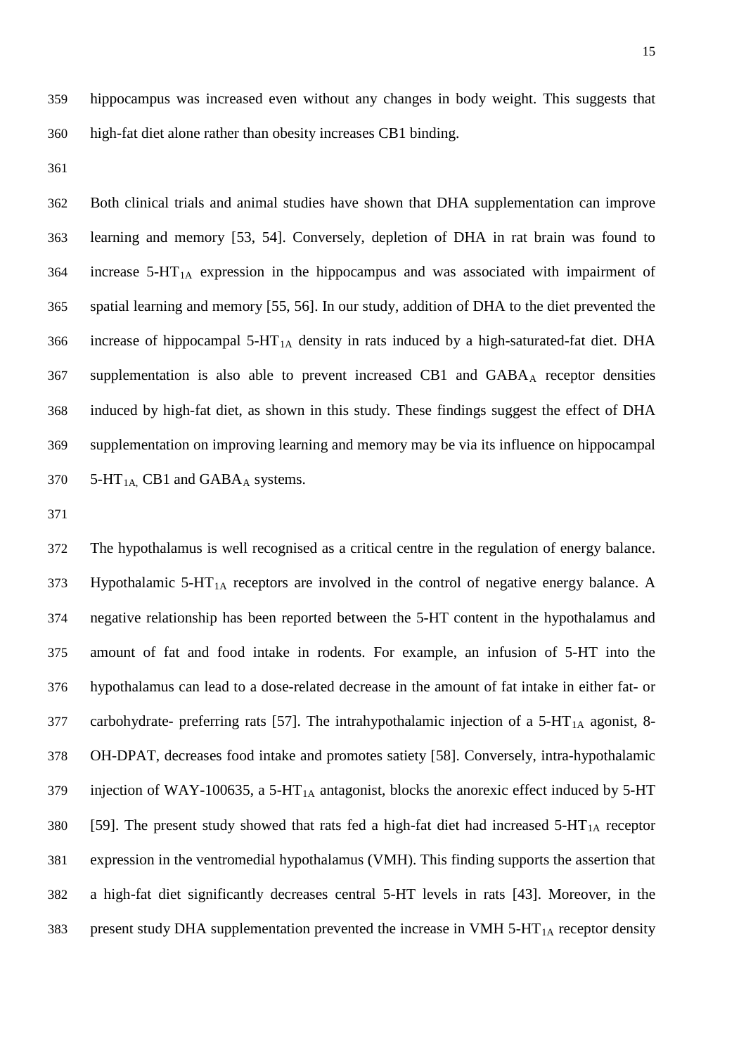hippocampus was increased even without any changes in body weight. This suggests that high-fat diet alone rather than obesity increases CB1 binding.

Both clinical trials and animal studies have shown that DHA supplementation can improve learning and memory [53, 54]. Conversely, depletion of DHA in rat brain was found to increase 5-$HT_{1A}$ expression in the hippocampus and was associated with impairment of spatial learning and memory [55, 56]. In our study, addition of DHA to the diet prevented the increase of hippocampal 5-$HT_{1A}$ density in rats induced by a high-saturated-fat diet. DHA supplementation is also able to prevent increased CB1 and $GABA_A$ receptor densities induced by high-fat diet, as shown in this study. These findings suggest the effect of DHA supplementation on improving learning and memory may be via its influence on hippocampal 5-$HT_{1A,}$ CB1 and $GABA_A$ systems.

The hypothalamus is well recognised as a critical centre in the regulation of energy balance. Hypothalamic 5-$HT_{1A}$ receptors are involved in the control of negative energy balance. A negative relationship has been reported between the 5-HT content in the hypothalamus and amount of fat and food intake in rodents. For example, an infusion of 5-HT into the hypothalamus can lead to a dose-related decrease in the amount of fat intake in either fat- or carbohydrate- preferring rats [57]. The intrahypothalamic injection of a 5-$HT_{1A}$ agonist, 8-OH-DPAT, decreases food intake and promotes satiety [58]. Conversely, intra-hypothalamic injection of WAY-100635, a 5-$HT_{1A}$ antagonist, blocks the anorexic effect induced by 5-HT [59]. The present study showed that rats fed a high-fat diet had increased 5-$HT_{1A}$ receptor expression in the ventromedial hypothalamus (VMH). This finding supports the assertion that a high-fat diet significantly decreases central 5-HT levels in rats [43]. Moreover, in the present study DHA supplementation prevented the increase in VMH 5-$HT_{1A}$ receptor density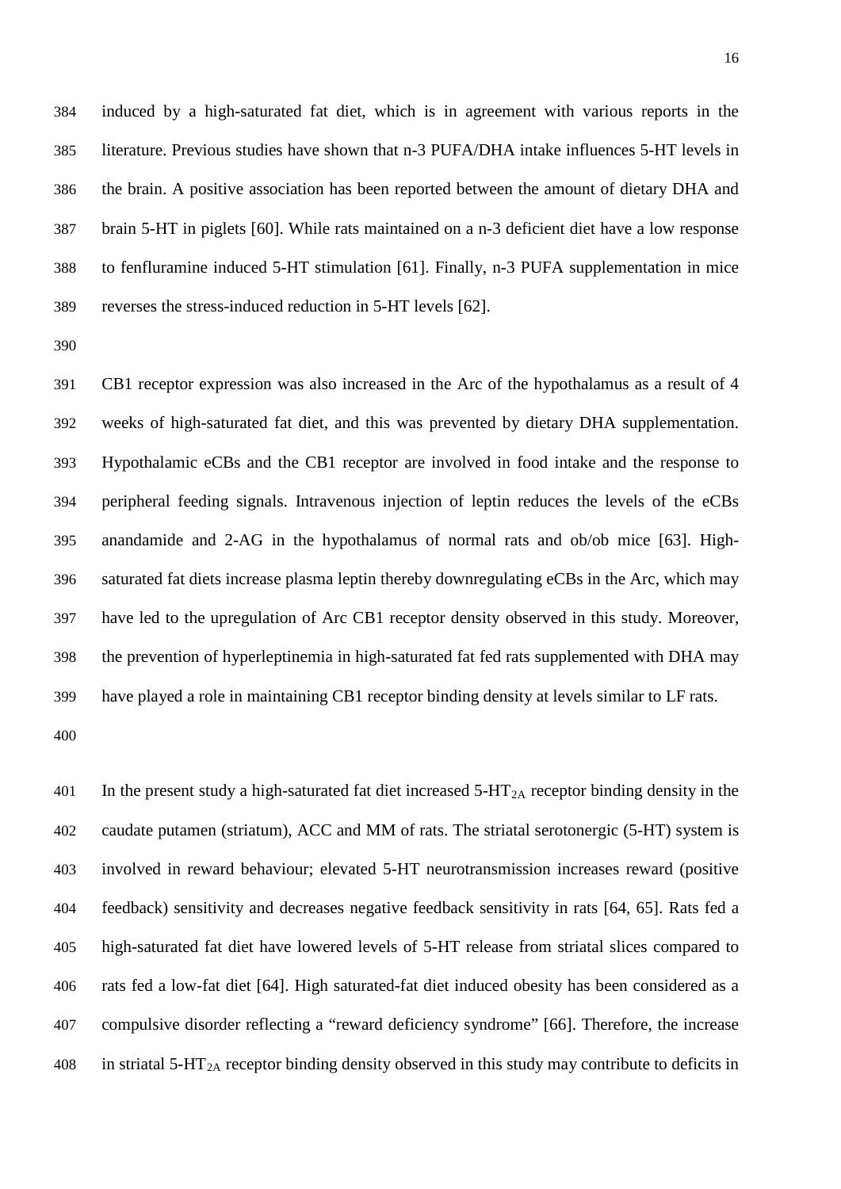induced by a high-saturated fat diet, which is in agreement with various reports in the literature. Previous studies have shown that n-3 PUFA/DHA intake influences 5-HT levels in the brain. A positive association has been reported between the amount of dietary DHA and brain 5-HT in piglets [60]. While rats maintained on a n-3 deficient diet have a low response to fenfluramine induced 5-HT stimulation [61]. Finally, n-3 PUFA supplementation in mice reverses the stress-induced reduction in 5-HT levels [62].

CB1 receptor expression was also increased in the Arc of the hypothalamus as a result of 4 weeks of high-saturated fat diet, and this was prevented by dietary DHA supplementation. Hypothalamic eCBs and the CB1 receptor are involved in food intake and the response to peripheral feeding signals. Intravenous injection of leptin reduces the levels of the eCBs anandamide and 2-AG in the hypothalamus of normal rats and ob/ob mice [63]. High-saturated fat diets increase plasma leptin thereby downregulating eCBs in the Arc, which may have led to the upregulation of Arc CB1 receptor density observed in this study. Moreover, the prevention of hyperleptinemia in high-saturated fat fed rats supplemented with DHA may have played a role in maintaining CB1 receptor binding density at levels similar to LF rats.

In the present study a high-saturated fat diet increased 5-$HT_{2A}$ receptor binding density in the caudate putamen (striatum), ACC and MM of rats. The striatal serotonergic (5-HT) system is involved in reward behaviour; elevated 5-HT neurotransmission increases reward (positive feedback) sensitivity and decreases negative feedback sensitivity in rats [64, 65]. Rats fed a high-saturated fat diet have lowered levels of 5-HT release from striatal slices compared to rats fed a low-fat diet [64]. High saturated-fat diet induced obesity has been considered as a compulsive disorder reflecting a "reward deficiency syndrome" [66]. Therefore, the increase in striatal 5-$HT_{2A}$ receptor binding density observed in this study may contribute to deficits in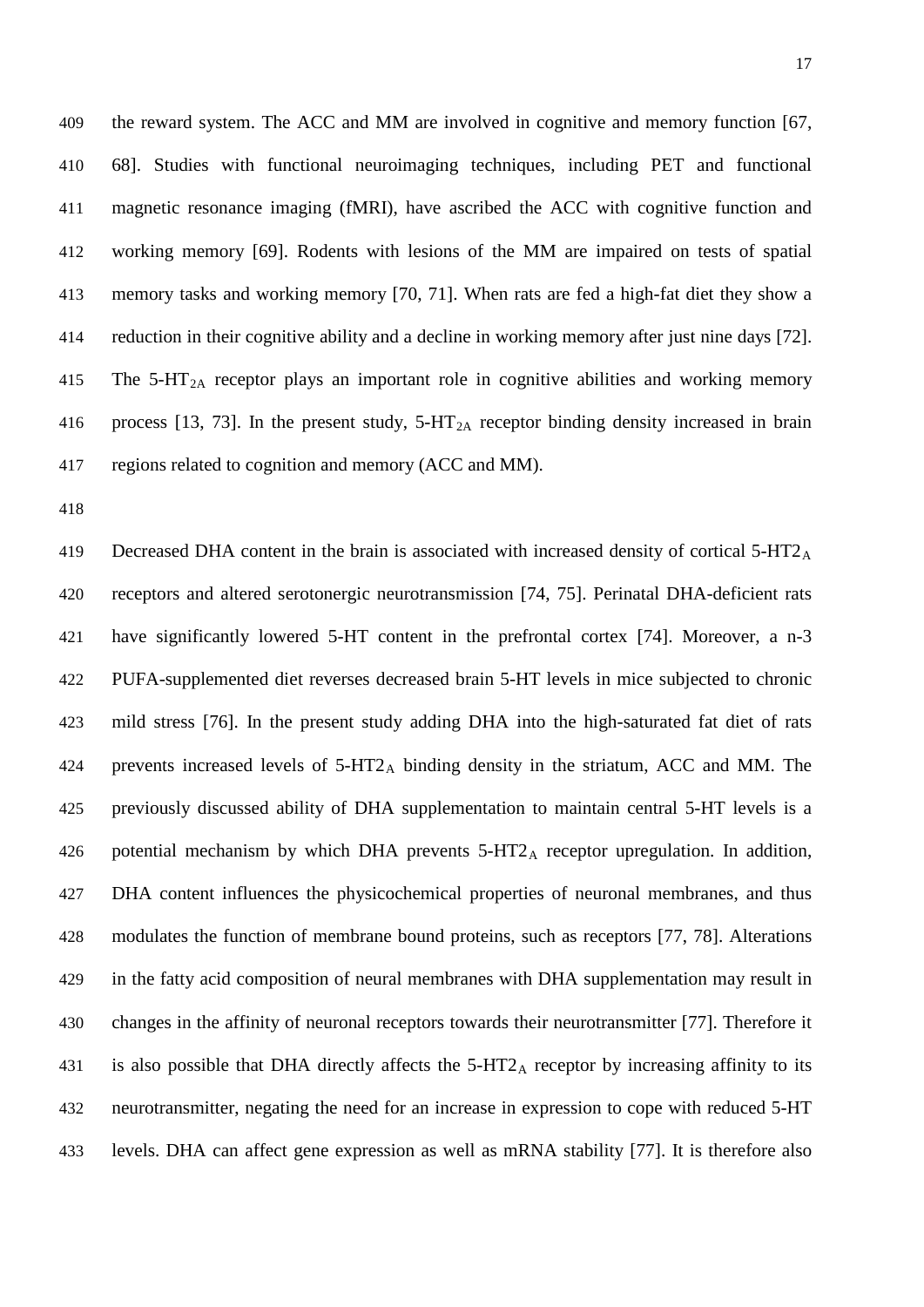the reward system. The ACC and MM are involved in cognitive and memory function [67, 68]. Studies with functional neuroimaging techniques, including PET and functional magnetic resonance imaging (fMRI), have ascribed the ACC with cognitive function and working memory [69]. Rodents with lesions of the MM are impaired on tests of spatial memory tasks and working memory [70, 71]. When rats are fed a high-fat diet they show a reduction in their cognitive ability and a decline in working memory after just nine days [72]. The 5-$HT_{2A}$ receptor plays an important role in cognitive abilities and working memory process [13, 73]. In the present study, 5-$HT_{2A}$ receptor binding density increased in brain regions related to cognition and memory (ACC and MM).

Decreased DHA content in the brain is associated with increased density of cortical 5-$HT2_A$ receptors and altered serotonergic neurotransmission [74, 75]. Perinatal DHA-deficient rats have significantly lowered 5-HT content in the prefrontal cortex [74]. Moreover, a n-3 PUFA-supplemented diet reverses decreased brain 5-HT levels in mice subjected to chronic mild stress [76]. In the present study adding DHA into the high-saturated fat diet of rats prevents increased levels of 5-$HT2_A$ binding density in the striatum, ACC and MM. The previously discussed ability of DHA supplementation to maintain central 5-HT levels is a potential mechanism by which DHA prevents 5-$HT2_A$ receptor upregulation. In addition, DHA content influences the physicochemical properties of neuronal membranes, and thus modulates the function of membrane bound proteins, such as receptors [77, 78]. Alterations in the fatty acid composition of neural membranes with DHA supplementation may result in changes in the affinity of neuronal receptors towards their neurotransmitter [77]. Therefore it is also possible that DHA directly affects the 5-$HT2_A$ receptor by increasing affinity to its neurotransmitter, negating the need for an increase in expression to cope with reduced 5-HT levels. DHA can affect gene expression as well as mRNA stability [77]. It is therefore also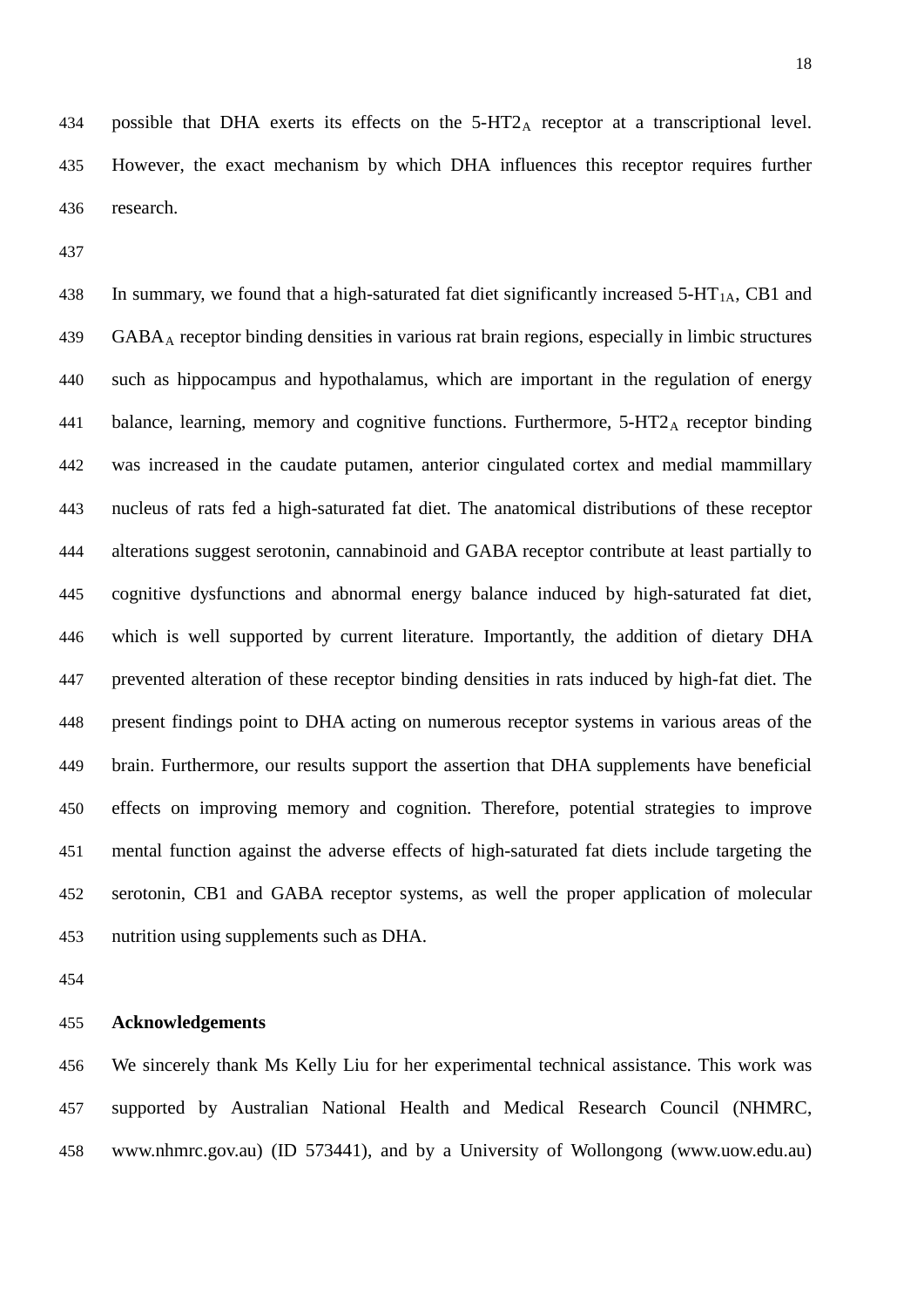possible that DHA exerts its effects on the 5-HT$2_A$ receptor at a transcriptional level. However, the exact mechanism by which DHA influences this receptor requires further research.

In summary, we found that a high-saturated fat diet significantly increased 5-$HT_{1A}$, CB1 and $GABA_A$ receptor binding densities in various rat brain regions, especially in limbic structures such as hippocampus and hypothalamus, which are important in the regulation of energy balance, learning, memory and cognitive functions. Furthermore, 5-HT$2_A$ receptor binding was increased in the caudate putamen, anterior cingulated cortex and medial mammillary nucleus of rats fed a high-saturated fat diet. The anatomical distributions of these receptor alterations suggest serotonin, cannabinoid and GABA receptor contribute at least partially to cognitive dysfunctions and abnormal energy balance induced by high-saturated fat diet, which is well supported by current literature. Importantly, the addition of dietary DHA prevented alteration of these receptor binding densities in rats induced by high-fat diet. The present findings point to DHA acting on numerous receptor systems in various areas of the brain. Furthermore, our results support the assertion that DHA supplements have beneficial effects on improving memory and cognition. Therefore, potential strategies to improve mental function against the adverse effects of high-saturated fat diets include targeting the serotonin, CB1 and GABA receptor systems, as well the proper application of molecular nutrition using supplements such as DHA.

## Acknowledgements

We sincerely thank Ms Kelly Liu for her experimental technical assistance. This work was supported by Australian National Health and Medical Research Council (NHMRC, www.nhmrc.gov.au) (ID 573441), and by a University of Wollongong (www.uow.edu.au)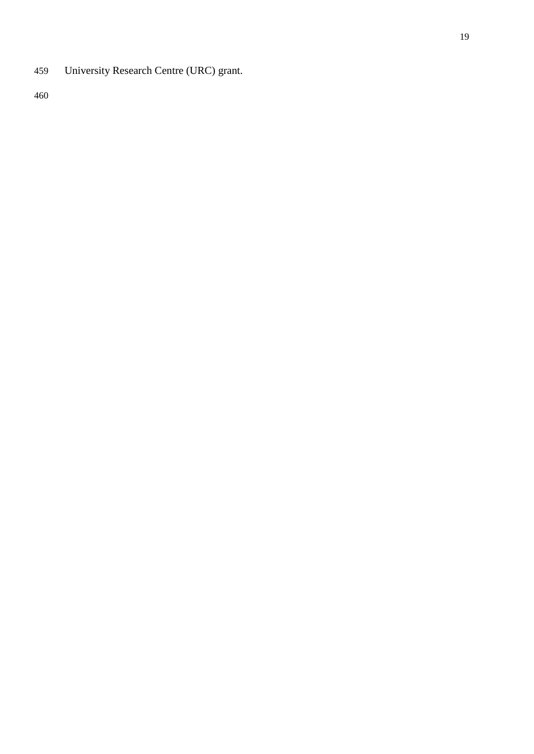University Research Centre (URC) grant.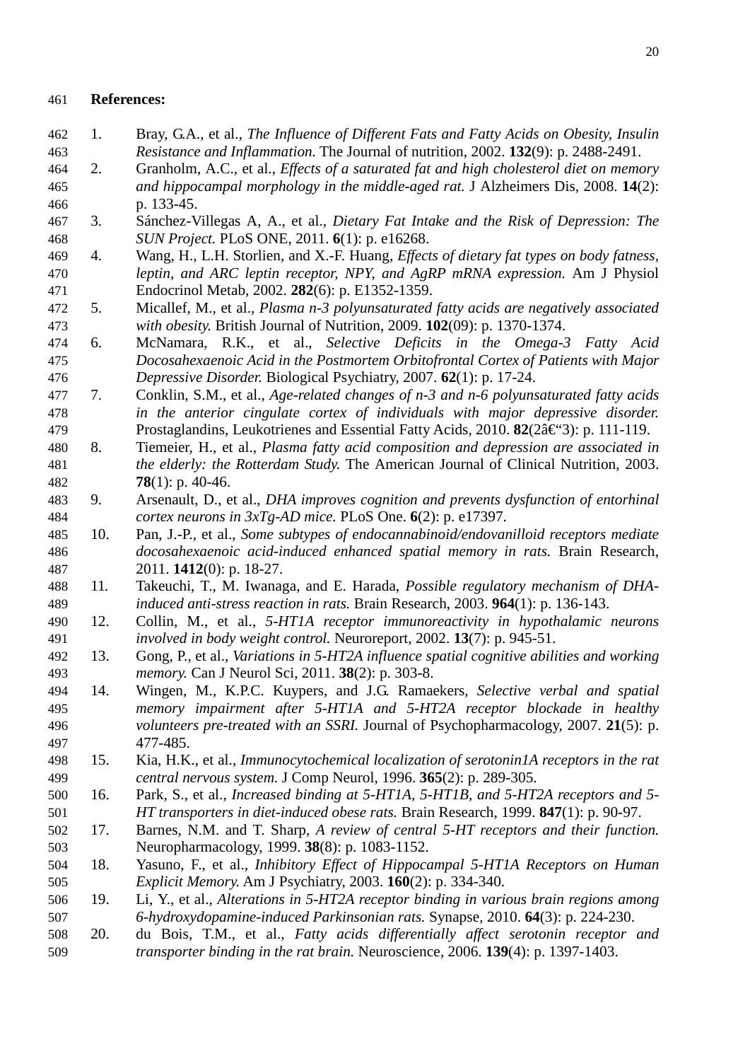## References:

1. Bray, G.A., et al., *The Influence of Different Fats and Fatty Acids on Obesity, Insulin Resistance and Inflammation.* The Journal of nutrition, 2002. **132**(9): p. 2488-2491.
2. Granholm, A.C., et al., *Effects of a saturated fat and high cholesterol diet on memory and hippocampal morphology in the middle-aged rat.* J Alzheimers Dis, 2008. **14**(2): p. 133-45.
3. Sánchez-Villegas A, A., et al., *Dietary Fat Intake and the Risk of Depression: The SUN Project.* PLoS ONE, 2011. **6**(1): p. e16268.
4. Wang, H., L.H. Storlien, and X.-F. Huang, *Effects of dietary fat types on body fatness, leptin, and ARC leptin receptor, NPY, and AgRP mRNA expression.* Am J Physiol Endocrinol Metab, 2002. **282**(6): p. E1352-1359.
5. Micallef, M., et al., *Plasma n-3 polyunsaturated fatty acids are negatively associated with obesity.* British Journal of Nutrition, 2009. **102**(09): p. 1370-1374.
6. McNamara, R.K., et al., *Selective Deficits in the Omega-3 Fatty Acid Docosahexaenoic Acid in the Postmortem Orbitofrontal Cortex of Patients with Major Depressive Disorder.* Biological Psychiatry, 2007. **62**(1): p. 17-24.
7. Conklin, S.M., et al., *Age-related changes of n-3 and n-6 polyunsaturated fatty acids in the anterior cingulate cortex of individuals with major depressive disorder.* Prostaglandins, Leukotrienes and Essential Fatty Acids, 2010. **82**(2â€“3): p. 111-119.
8. Tiemeier, H., et al., *Plasma fatty acid composition and depression are associated in the elderly: the Rotterdam Study.* The American Journal of Clinical Nutrition, 2003. **78**(1): p. 40-46.
9. Arsenault, D., et al., *DHA improves cognition and prevents dysfunction of entorhinal cortex neurons in 3xTg-AD mice.* PLoS One. **6**(2): p. e17397.
10. Pan, J.-P., et al., *Some subtypes of endocannabinoid/endovanilloid receptors mediate docosahexaenoic acid-induced enhanced spatial memory in rats.* Brain Research, 2011. **1412**(0): p. 18-27.
11. Takeuchi, T., M. Iwanaga, and E. Harada, *Possible regulatory mechanism of DHA-induced anti-stress reaction in rats.* Brain Research, 2003. **964**(1): p. 136-143.
12. Collin, M., et al., *5-HT1A receptor immunoreactivity in hypothalamic neurons involved in body weight control.* Neuroreport, 2002. **13**(7): p. 945-51.
13. Gong, P., et al., *Variations in 5-HT2A influence spatial cognitive abilities and working memory.* Can J Neurol Sci, 2011. **38**(2): p. 303-8.
14. Wingen, M., K.P.C. Kuypers, and J.G. Ramaekers, *Selective verbal and spatial memory impairment after 5-HT1A and 5-HT2A receptor blockade in healthy volunteers pre-treated with an SSRI.* Journal of Psychopharmacology, 2007. **21**(5): p. 477-485.
15. Kia, H.K., et al., *Immunocytochemical localization of serotonin1A receptors in the rat central nervous system.* J Comp Neurol, 1996. **365**(2): p. 289-305.
16. Park, S., et al., *Increased binding at 5-HT1A, 5-HT1B, and 5-HT2A receptors and 5-HT transporters in diet-induced obese rats.* Brain Research, 1999. **847**(1): p. 90-97.
17. Barnes, N.M. and T. Sharp, *A review of central 5-HT receptors and their function.* Neuropharmacology, 1999. **38**(8): p. 1083-1152.
18. Yasuno, F., et al., *Inhibitory Effect of Hippocampal 5-HT1A Receptors on Human Explicit Memory.* Am J Psychiatry, 2003. **160**(2): p. 334-340.
19. Li, Y., et al., *Alterations in 5-HT2A receptor binding in various brain regions among 6-hydroxydopamine-induced Parkinsonian rats.* Synapse, 2010. **64**(3): p. 224-230.
20. du Bois, T.M., et al., *Fatty acids differentially affect serotonin receptor and transporter binding in the rat brain.* Neuroscience, 2006. **139**(4): p. 1397-1403.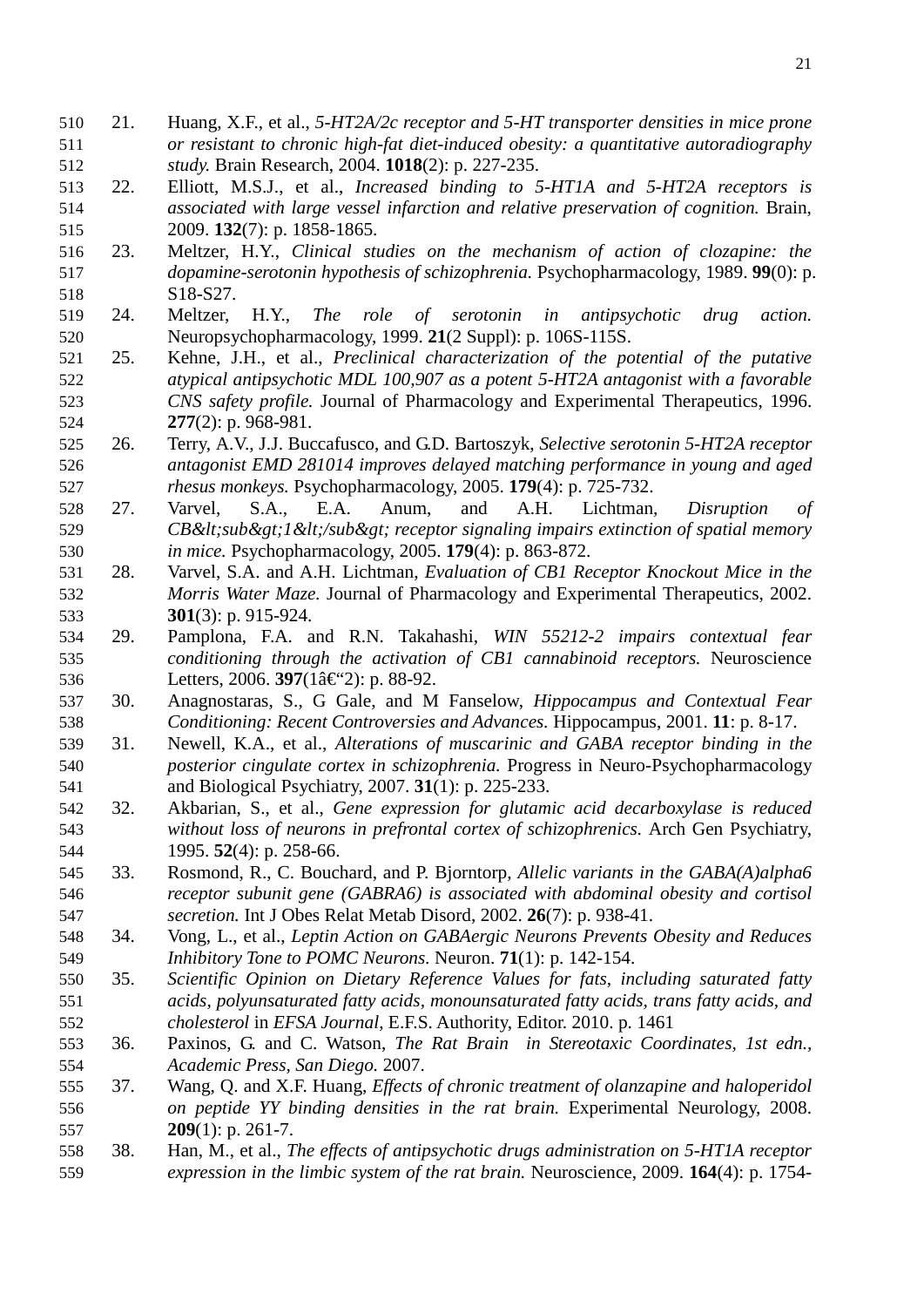21. Huang, X.F., et al., *5-HT2A/2c receptor and 5-HT transporter densities in mice prone or resistant to chronic high-fat diet-induced obesity: a quantitative autoradiography study.* Brain Research, 2004. **1018**(2): p. 227-235.
22. Elliott, M.S.J., et al., *Increased binding to 5-HT1A and 5-HT2A receptors is associated with large vessel infarction and relative preservation of cognition.* Brain, 2009. **132**(7): p. 1858-1865.
23. Meltzer, H.Y., *Clinical studies on the mechanism of action of clozapine: the dopamine-serotonin hypothesis of schizophrenia.* Psychopharmacology, 1989. **99**(0): p. S18-S27.
24. Meltzer, H.Y., *The role of serotonin in antipsychotic drug action.* Neuropsychopharmacology, 1999. **21**(2 Suppl): p. 106S-115S.
25. Kehne, J.H., et al., *Preclinical characterization of the potential of the putative atypical antipsychotic MDL 100,907 as a potent 5-HT2A antagonist with a favorable CNS safety profile.* Journal of Pharmacology and Experimental Therapeutics, 1996. **277**(2): p. 968-981.
26. Terry, A.V., J.J. Buccafusco, and G.D. Bartoszyk, *Selective serotonin 5-HT2A receptor antagonist EMD 281014 improves delayed matching performance in young and aged rhesus monkeys.* Psychopharmacology, 2005. **179**(4): p. 725-732.
27. Varvel, S.A., E.A. Anum, and A.H. Lichtman, *Disruption of CB&lt;sub&gt;1&lt;/sub&gt; receptor signaling impairs extinction of spatial memory in mice.* Psychopharmacology, 2005. **179**(4): p. 863-872.
28. Varvel, S.A. and A.H. Lichtman, *Evaluation of CB1 Receptor Knockout Mice in the Morris Water Maze.* Journal of Pharmacology and Experimental Therapeutics, 2002. **301**(3): p. 915-924.
29. Pamplona, F.A. and R.N. Takahashi, *WIN 55212-2 impairs contextual fear conditioning through the activation of CB1 cannabinoid receptors.* Neuroscience Letters, 2006. **397**(1â€"2): p. 88-92.
30. Anagnostaras, S., G Gale, and M Fanselow, *Hippocampus and Contextual Fear Conditioning: Recent Controversies and Advances.* Hippocampus, 2001. **11**: p. 8-17.
31. Newell, K.A., et al., *Alterations of muscarinic and GABA receptor binding in the posterior cingulate cortex in schizophrenia.* Progress in Neuro-Psychopharmacology and Biological Psychiatry, 2007. **31**(1): p. 225-233.
32. Akbarian, S., et al., *Gene expression for glutamic acid decarboxylase is reduced without loss of neurons in prefrontal cortex of schizophrenics.* Arch Gen Psychiatry, 1995. **52**(4): p. 258-66.
33. Rosmond, R., C. Bouchard, and P. Bjorntorp, *Allelic variants in the GABA(A)alpha6 receptor subunit gene (GABRA6) is associated with abdominal obesity and cortisol secretion.* Int J Obes Relat Metab Disord, 2002. **26**(7): p. 938-41.
34. Vong, L., et al., *Leptin Action on GABAergic Neurons Prevents Obesity and Reduces Inhibitory Tone to POMC Neurons.* Neuron. **71**(1): p. 142-154.
35. *Scientific Opinion on Dietary Reference Values for fats, including saturated fatty acids, polyunsaturated fatty acids, monounsaturated fatty acids, trans fatty acids, and cholesterol* in *EFSA Journal*, E.F.S. Authority, Editor. 2010. p. 1461
36. Paxinos, G. and C. Watson, *The Rat Brain in Stereotaxic Coordinates, 1st edn., Academic Press, San Diego.* 2007.
37. Wang, Q. and X.F. Huang, *Effects of chronic treatment of olanzapine and haloperidol on peptide YY binding densities in the rat brain.* Experimental Neurology, 2008. **209**(1): p. 261-7.
38. Han, M., et al., *The effects of antipsychotic drugs administration on 5-HT1A receptor expression in the limbic system of the rat brain.* Neuroscience, 2009. **164**(4): p. 1754-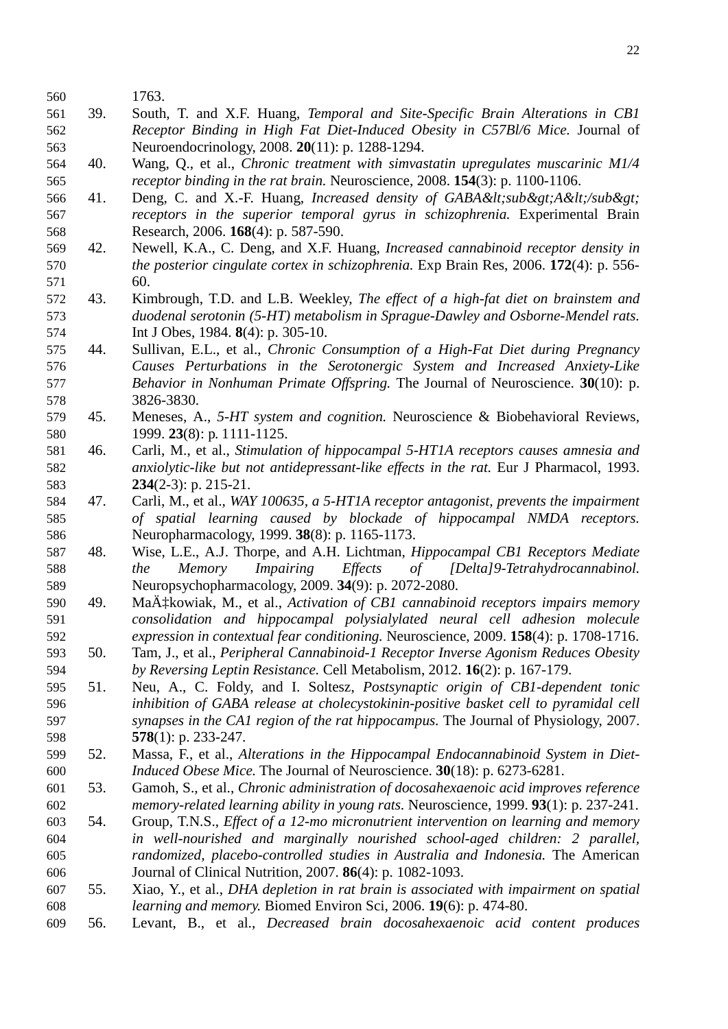1763.

39. South, T. and X.F. Huang, *Temporal and Site-Specific Brain Alterations in CB1 Receptor Binding in High Fat Diet-Induced Obesity in C57Bl/6 Mice.* Journal of Neuroendocrinology, 2008. **20**(11): p. 1288-1294.
40. Wang, Q., et al., *Chronic treatment with simvastatin upregulates muscarinic M1/4 receptor binding in the rat brain.* Neuroscience, 2008. **154**(3): p. 1100-1106.
41. Deng, C. and X.-F. Huang, *Increased density of GABA&lt;sub&gt;A&lt;/sub&gt; receptors in the superior temporal gyrus in schizophrenia.* Experimental Brain Research, 2006. **168**(4): p. 587-590.
42. Newell, K.A., C. Deng, and X.F. Huang, *Increased cannabinoid receptor density in the posterior cingulate cortex in schizophrenia.* Exp Brain Res, 2006. **172**(4): p. 556-60.
43. Kimbrough, T.D. and L.B. Weekley, *The effect of a high-fat diet on brainstem and duodenal serotonin (5-HT) metabolism in Sprague-Dawley and Osborne-Mendel rats.* Int J Obes, 1984. **8**(4): p. 305-10.
44. Sullivan, E.L., et al., *Chronic Consumption of a High-Fat Diet during Pregnancy Causes Perturbations in the Serotonergic System and Increased Anxiety-Like Behavior in Nonhuman Primate Offspring.* The Journal of Neuroscience. **30**(10): p. 3826-3830.
45. Meneses, A., *5-HT system and cognition.* Neuroscience & Biobehavioral Reviews, 1999. **23**(8): p. 1111-1125.
46. Carli, M., et al., *Stimulation of hippocampal 5-HT1A receptors causes amnesia and anxiolytic-like but not antidepressant-like effects in the rat.* Eur J Pharmacol, 1993. **234**(2-3): p. 215-21.
47. Carli, M., et al., *WAY 100635, a 5-HT1A receptor antagonist, prevents the impairment of spatial learning caused by blockade of hippocampal NMDA receptors.* Neuropharmacology, 1999. **38**(8): p. 1165-1173.
48. Wise, L.E., A.J. Thorpe, and A.H. Lichtman, *Hippocampal CB1 Receptors Mediate the Memory Impairing Effects of [Delta]9-Tetrahydrocannabinol.* Neuropsychopharmacology, 2009. **34**(9): p. 2072-2080.
49. MaÄ‡kowiak, M., et al., *Activation of CB1 cannabinoid receptors impairs memory consolidation and hippocampal polysialylated neural cell adhesion molecule expression in contextual fear conditioning.* Neuroscience, 2009. **158**(4): p. 1708-1716.
50. Tam, J., et al., *Peripheral Cannabinoid-1 Receptor Inverse Agonism Reduces Obesity by Reversing Leptin Resistance.* Cell Metabolism, 2012. **16**(2): p. 167-179.
51. Neu, A., C. Foldy, and I. Soltesz, *Postsynaptic origin of CB1-dependent tonic inhibition of GABA release at cholecystokinin-positive basket cell to pyramidal cell synapses in the CA1 region of the rat hippocampus.* The Journal of Physiology, 2007. **578**(1): p. 233-247.
52. Massa, F., et al., *Alterations in the Hippocampal Endocannabinoid System in Diet-Induced Obese Mice.* The Journal of Neuroscience. **30**(18): p. 6273-6281.
53. Gamoh, S., et al., *Chronic administration of docosahexaenoic acid improves reference memory-related learning ability in young rats.* Neuroscience, 1999. **93**(1): p. 237-241.
54. Group, T.N.S., *Effect of a 12-mo micronutrient intervention on learning and memory in well-nourished and marginally nourished school-aged children: 2 parallel, randomized, placebo-controlled studies in Australia and Indonesia.* The American Journal of Clinical Nutrition, 2007. **86**(4): p. 1082-1093.
55. Xiao, Y., et al., *DHA depletion in rat brain is associated with impairment on spatial learning and memory.* Biomed Environ Sci, 2006. **19**(6): p. 474-80.
56. Levant, B., et al., *Decreased brain docosahexaenoic acid content produces*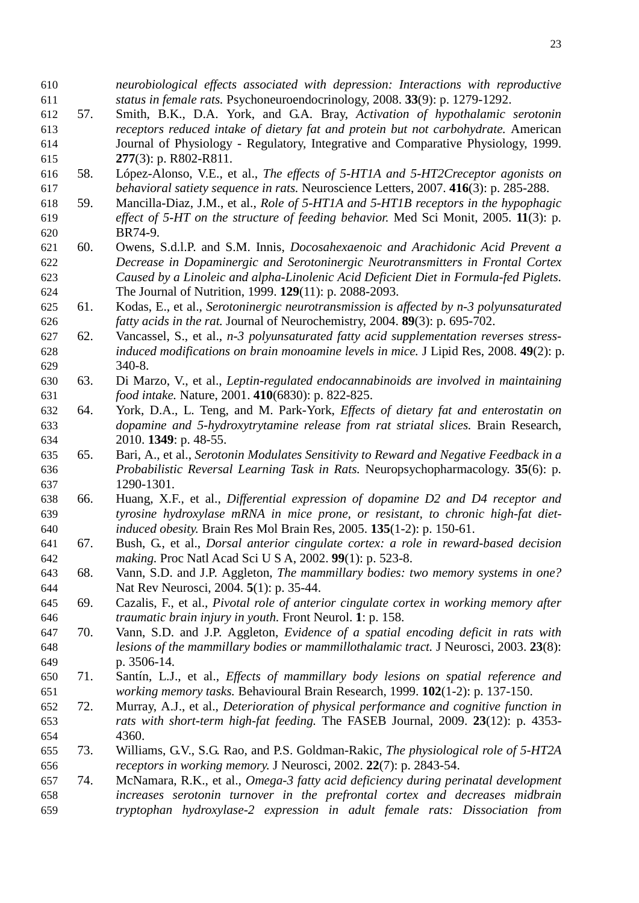*neurobiological effects associated with depression: Interactions with reproductive status in female rats.* Psychoneuroendocrinology, 2008. **33**(9): p. 1279-1292.

57. Smith, B.K., D.A. York, and G.A. Bray, *Activation of hypothalamic serotonin receptors reduced intake of dietary fat and protein but not carbohydrate.* American Journal of Physiology - Regulatory, Integrative and Comparative Physiology, 1999. **277**(3): p. R802-R811.
58. López-Alonso, V.E., et al., *The effects of 5-HT1A and 5-HT2Creceptor agonists on behavioral satiety sequence in rats.* Neuroscience Letters, 2007. **416**(3): p. 285-288.
59. Mancilla-Diaz, J.M., et al., *Role of 5-HT1A and 5-HT1B receptors in the hypophagic effect of 5-HT on the structure of feeding behavior.* Med Sci Monit, 2005. **11**(3): p. BR74-9.
60. Owens, S.d.l.P. and S.M. Innis, *Docosahexaenoic and Arachidonic Acid Prevent a Decrease in Dopaminergic and Serotoninergic Neurotransmitters in Frontal Cortex Caused by a Linoleic and alpha-Linolenic Acid Deficient Diet in Formula-fed Piglets.* The Journal of Nutrition, 1999. **129**(11): p. 2088-2093.
61. Kodas, E., et al., *Serotoninergic neurotransmission is affected by n-3 polyunsaturated fatty acids in the rat.* Journal of Neurochemistry, 2004. **89**(3): p. 695-702.
62. Vancassel, S., et al., *n-3 polyunsaturated fatty acid supplementation reverses stress-induced modifications on brain monoamine levels in mice.* J Lipid Res, 2008. **49**(2): p. 340-8.
63. Di Marzo, V., et al., *Leptin-regulated endocannabinoids are involved in maintaining food intake.* Nature, 2001. **410**(6830): p. 822-825.
64. York, D.A., L. Teng, and M. Park-York, *Effects of dietary fat and enterostatin on dopamine and 5-hydroxytrytamine release from rat striatal slices.* Brain Research, 2010. **1349**: p. 48-55.
65. Bari, A., et al., *Serotonin Modulates Sensitivity to Reward and Negative Feedback in a Probabilistic Reversal Learning Task in Rats.* Neuropsychopharmacology. **35**(6): p. 1290-1301.
66. Huang, X.F., et al., *Differential expression of dopamine D2 and D4 receptor and tyrosine hydroxylase mRNA in mice prone, or resistant, to chronic high-fat diet-induced obesity.* Brain Res Mol Brain Res, 2005. **135**(1-2): p. 150-61.
67. Bush, G., et al., *Dorsal anterior cingulate cortex: a role in reward-based decision making.* Proc Natl Acad Sci U S A, 2002. **99**(1): p. 523-8.
68. Vann, S.D. and J.P. Aggleton, *The mammillary bodies: two memory systems in one?* Nat Rev Neurosci, 2004. **5**(1): p. 35-44.
69. Cazalis, F., et al., *Pivotal role of anterior cingulate cortex in working memory after traumatic brain injury in youth.* Front Neurol. **1**: p. 158.
70. Vann, S.D. and J.P. Aggleton, *Evidence of a spatial encoding deficit in rats with lesions of the mammillary bodies or mammillothalamic tract.* J Neurosci, 2003. **23**(8): p. 3506-14.
71. Santín, L.J., et al., *Effects of mammillary body lesions on spatial reference and working memory tasks.* Behavioural Brain Research, 1999. **102**(1-2): p. 137-150.
72. Murray, A.J., et al., *Deterioration of physical performance and cognitive function in rats with short-term high-fat feeding.* The FASEB Journal, 2009. **23**(12): p. 4353-4360.
73. Williams, G.V., S.G. Rao, and P.S. Goldman-Rakic, *The physiological role of 5-HT2A receptors in working memory.* J Neurosci, 2002. **22**(7): p. 2843-54.
74. McNamara, R.K., et al., *Omega-3 fatty acid deficiency during perinatal development increases serotonin turnover in the prefrontal cortex and decreases midbrain tryptophan hydroxylase-2 expression in adult female rats: Dissociation from*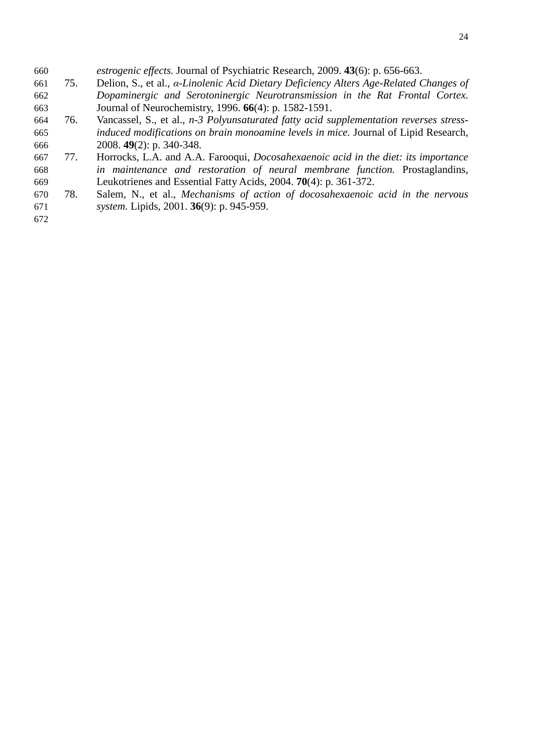*estrogenic effects.* Journal of Psychiatric Research, 2009. **43**(6): p. 656-663.

75. Delion, S., et al., *α-Linolenic Acid Dietary Deficiency Alters Age-Related Changes of Dopaminergic and Serotoninergic Neurotransmission in the Rat Frontal Cortex.* Journal of Neurochemistry, 1996. **66**(4): p. 1582-1591.
76. Vancassel, S., et al., *n-3 Polyunsaturated fatty acid supplementation reverses stress-induced modifications on brain monoamine levels in mice.* Journal of Lipid Research, 2008. **49**(2): p. 340-348.
77. Horrocks, L.A. and A.A. Farooqui, *Docosahexaenoic acid in the diet: its importance in maintenance and restoration of neural membrane function.* Prostaglandins, Leukotrienes and Essential Fatty Acids, 2004. **70**(4): p. 361-372.
78. Salem, N., et al., *Mechanisms of action of docosahexaenoic acid in the nervous system.* Lipids, 2001. **36**(9): p. 945-959.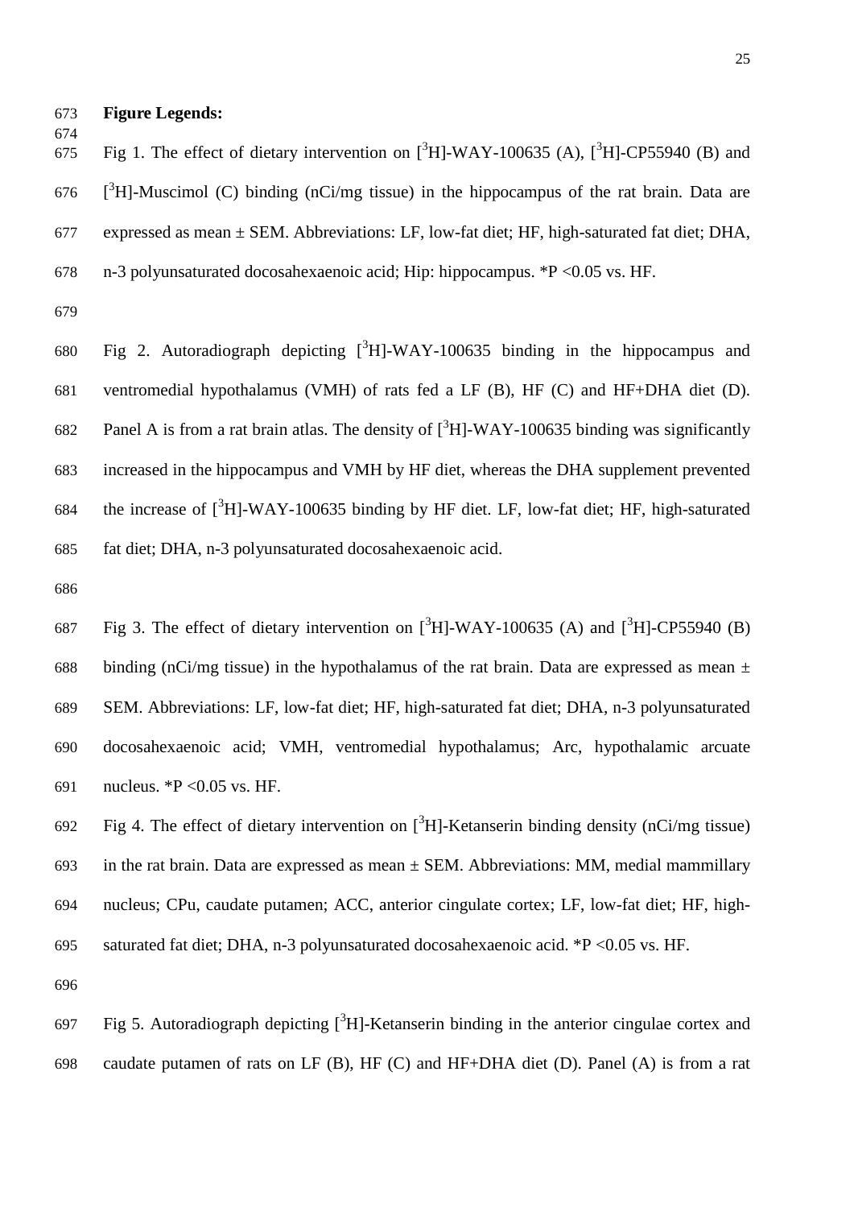**Figure Legends:**

Fig 1. The effect of dietary intervention on [$^{3}$H]-WAY-100635 (A), [$^{3}$H]-CP55940 (B) and [$^{3}$H]-Muscimol (C) binding (nCi/mg tissue) in the hippocampus of the rat brain. Data are expressed as mean ± SEM. Abbreviations: LF, low-fat diet; HF, high-saturated fat diet; DHA, n-3 polyunsaturated docosahexaenoic acid; Hip: hippocampus. *P <0.05 vs. HF.

Fig 2. Autoradiograph depicting [$^{3}$H]-WAY-100635 binding in the hippocampus and ventromedial hypothalamus (VMH) of rats fed a LF (B), HF (C) and HF+DHA diet (D). Panel A is from a rat brain atlas. The density of [$^{3}$H]-WAY-100635 binding was significantly increased in the hippocampus and VMH by HF diet, whereas the DHA supplement prevented the increase of [$^{3}$H]-WAY-100635 binding by HF diet. LF, low-fat diet; HF, high-saturated fat diet; DHA, n-3 polyunsaturated docosahexaenoic acid.

Fig 3. The effect of dietary intervention on [$^{3}$H]-WAY-100635 (A) and [$^{3}$H]-CP55940 (B) binding (nCi/mg tissue) in the hypothalamus of the rat brain. Data are expressed as mean ± SEM. Abbreviations: LF, low-fat diet; HF, high-saturated fat diet; DHA, n-3 polyunsaturated docosahexaenoic acid; VMH, ventromedial hypothalamus; Arc, hypothalamic arcuate nucleus. *P <0.05 vs. HF.

Fig 4. The effect of dietary intervention on [$^{3}$H]-Ketanserin binding density (nCi/mg tissue) in the rat brain. Data are expressed as mean ± SEM. Abbreviations: MM, medial mammillary nucleus; CPu, caudate putamen; ACC, anterior cingulate cortex; LF, low-fat diet; HF, high-saturated fat diet; DHA, n-3 polyunsaturated docosahexaenoic acid. *P <0.05 vs. HF.

Fig 5. Autoradiograph depicting [$^{3}$H]-Ketanserin binding in the anterior cingulae cortex and caudate putamen of rats on LF (B), HF (C) and HF+DHA diet (D). Panel (A) is from a rat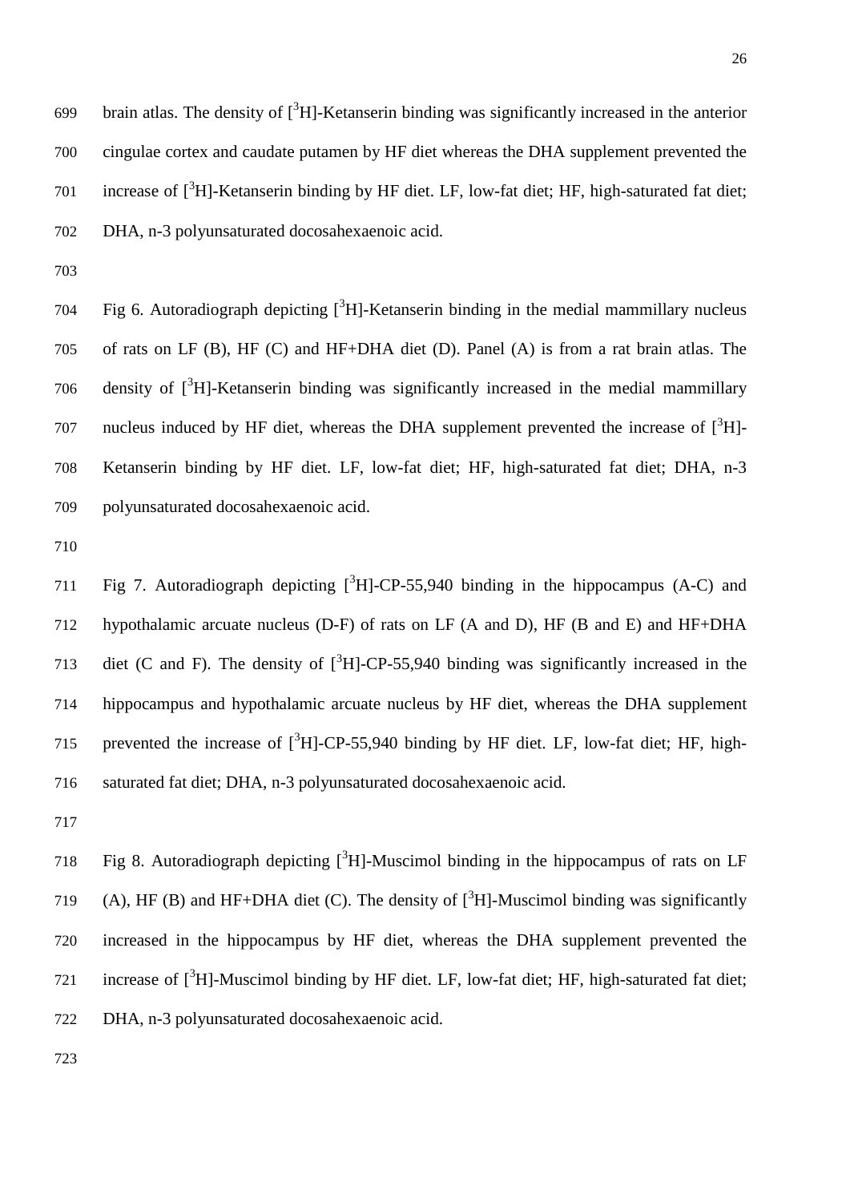brain atlas. The density of [$^{3}$H]-Ketanserin binding was significantly increased in the anterior cingulae cortex and caudate putamen by HF diet whereas the DHA supplement prevented the increase of [$^{3}$H]-Ketanserin binding by HF diet. LF, low-fat diet; HF, high-saturated fat diet; DHA, n-3 polyunsaturated docosahexaenoic acid.

Fig 6. Autoradiograph depicting [$^{3}$H]-Ketanserin binding in the medial mammillary nucleus of rats on LF (B), HF (C) and HF+DHA diet (D). Panel (A) is from a rat brain atlas. The density of [$^{3}$H]-Ketanserin binding was significantly increased in the medial mammillary nucleus induced by HF diet, whereas the DHA supplement prevented the increase of [$^{3}$H]-Ketanserin binding by HF diet. LF, low-fat diet; HF, high-saturated fat diet; DHA, n-3 polyunsaturated docosahexaenoic acid.

Fig 7. Autoradiograph depicting [$^{3}$H]-CP-55,940 binding in the hippocampus (A-C) and hypothalamic arcuate nucleus (D-F) of rats on LF (A and D), HF (B and E) and HF+DHA diet (C and F). The density of [$^{3}$H]-CP-55,940 binding was significantly increased in the hippocampus and hypothalamic arcuate nucleus by HF diet, whereas the DHA supplement prevented the increase of [$^{3}$H]-CP-55,940 binding by HF diet. LF, low-fat diet; HF, high-saturated fat diet; DHA, n-3 polyunsaturated docosahexaenoic acid.

Fig 8. Autoradiograph depicting [$^{3}$H]-Muscimol binding in the hippocampus of rats on LF (A), HF (B) and HF+DHA diet (C). The density of [$^{3}$H]-Muscimol binding was significantly increased in the hippocampus by HF diet, whereas the DHA supplement prevented the increase of [$^{3}$H]-Muscimol binding by HF diet. LF, low-fat diet; HF, high-saturated fat diet; DHA, n-3 polyunsaturated docosahexaenoic acid.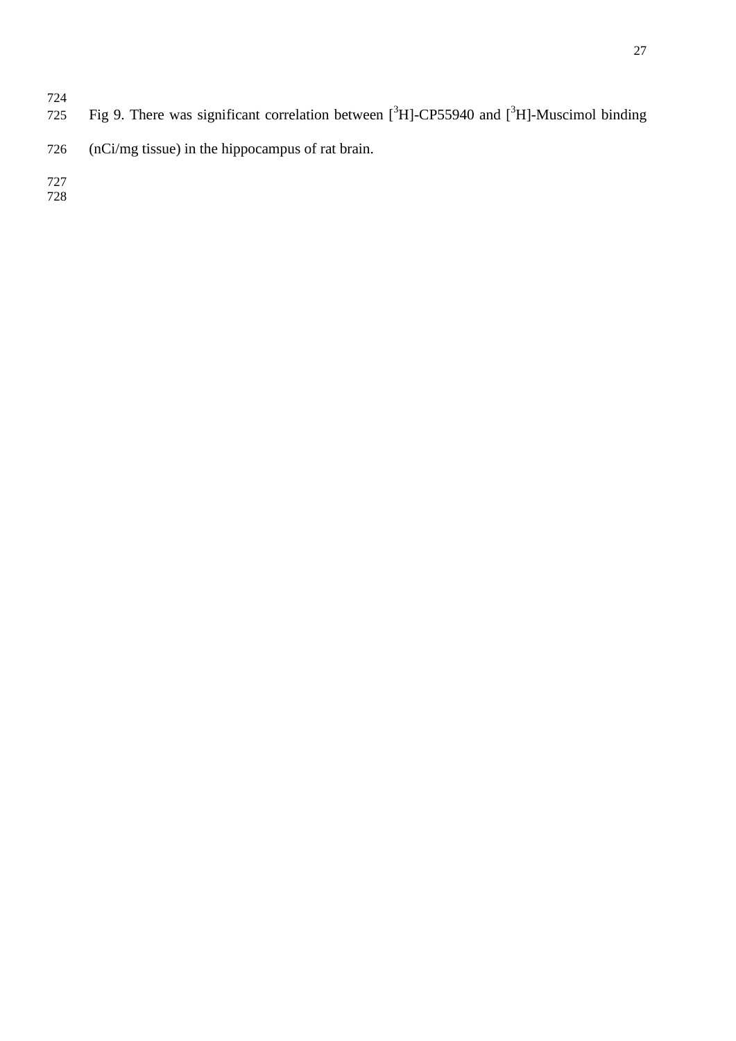Fig 9. There was significant correlation between [$^{3}$H]-CP55940 and [$^{3}$H]-Muscimol binding (nCi/mg tissue) in the hippocampus of rat brain.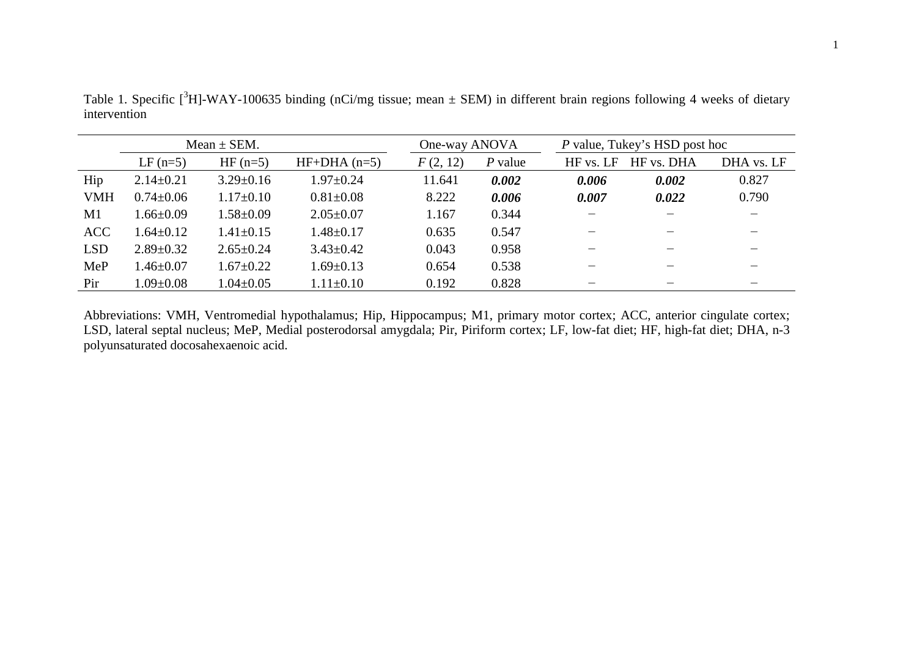Table 1. Specific [$^{3}$H]-WAY-100635 binding (nCi/mg tissue; mean ± SEM) in different brain regions following 4 weeks of dietary intervention

| | Mean ± SEM. | | | One-way ANOVA | | *P* value, Tukey's HSD post hoc | | |
|---|---|---|---|---|---|---|---|---|
| | LF (n=5) | HF (n=5) | HF+DHA (n=5) | $F$ (2, 12) | *P* value | HF vs. LF | HF vs. DHA | DHA vs. LF |
| Hip | 2.14±0.21 | 3.29±0.16 | 1.97±0.24 | 11.641 | ***0.002*** | ***0.006*** | ***0.002*** | 0.827 |
| VMH | 0.74±0.06 | 1.17±0.10 | 0.81±0.08 | 8.222 | ***0.006*** | ***0.007*** | ***0.022*** | 0.790 |
| M1 | 1.66±0.09 | 1.58±0.09 | 2.05±0.07 | 1.167 | 0.344 | − | − | − |
| ACC | 1.64±0.12 | 1.41±0.15 | 1.48±0.17 | 0.635 | 0.547 | − | − | − |
| LSD | 2.89±0.32 | 2.65±0.24 | 3.43±0.42 | 0.043 | 0.958 | − | − | − |
| MeP | 1.46±0.07 | 1.67±0.22 | 1.69±0.13 | 0.654 | 0.538 | − | − | − |
| Pir | 1.09±0.08 | 1.04±0.05 | 1.11±0.10 | 0.192 | 0.828 | − | − | − |

Abbreviations: VMH, Ventromedial hypothalamus; Hip, Hippocampus; M1, primary motor cortex; ACC, anterior cingulate cortex; LSD, lateral septal nucleus; MeP, Medial posterodorsal amygdala; Pir, Piriform cortex; LF, low-fat diet; HF, high-fat diet; DHA, n-3 polyunsaturated docosahexaenoic acid.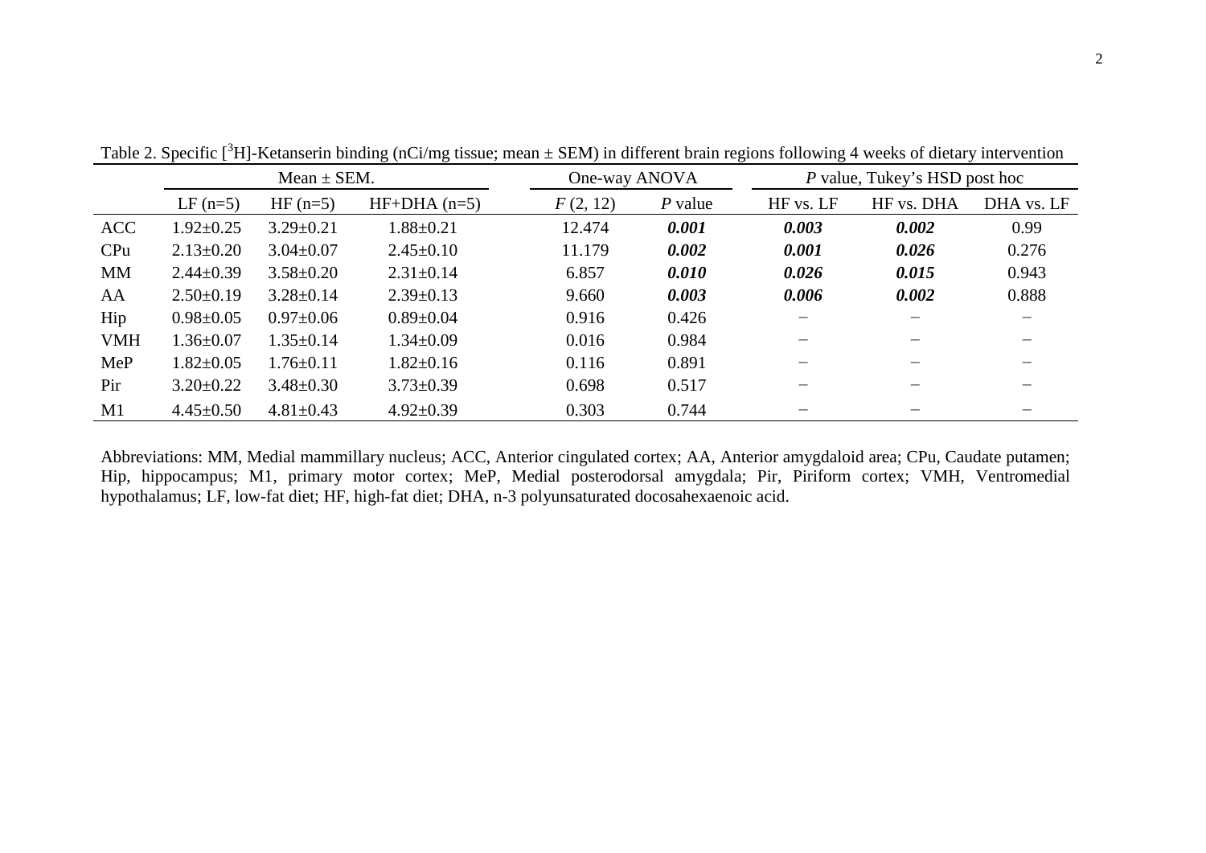Table 2. Specific [$^{3}$H]-Ketanserin binding (nCi/mg tissue; mean ± SEM) in different brain regions following 4 weeks of dietary intervention

| | Mean ± SEM. | | | One-way ANOVA | | *P* value, Tukey's HSD post hoc | | |
|---|---|---|---|---|---|---|---|---|
| | LF (n=5) | HF (n=5) | HF+DHA (n=5) | $F$ (2, 12) | $P$ value | HF vs. LF | HF vs. DHA | DHA vs. LF |
| ACC | 1.92±0.25 | 3.29±0.21 | 1.88±0.21 | 12.474 | ***0.001*** | ***0.003*** | ***0.002*** | 0.99 |
| CPu | 2.13±0.20 | 3.04±0.07 | 2.45±0.10 | 11.179 | ***0.002*** | ***0.001*** | ***0.026*** | 0.276 |
| MM | 2.44±0.39 | 3.58±0.20 | 2.31±0.14 | 6.857 | ***0.010*** | ***0.026*** | ***0.015*** | 0.943 |
| AA | 2.50±0.19 | 3.28±0.14 | 2.39±0.13 | 9.660 | ***0.003*** | ***0.006*** | ***0.002*** | 0.888 |
| Hip | 0.98±0.05 | 0.97±0.06 | 0.89±0.04 | 0.916 | 0.426 | − | − | − |
| VMH | 1.36±0.07 | 1.35±0.14 | 1.34±0.09 | 0.016 | 0.984 | − | − | − |
| MeP | 1.82±0.05 | 1.76±0.11 | 1.82±0.16 | 0.116 | 0.891 | − | − | − |
| Pir | 3.20±0.22 | 3.48±0.30 | 3.73±0.39 | 0.698 | 0.517 | − | − | − |
| M1 | 4.45±0.50 | 4.81±0.43 | 4.92±0.39 | 0.303 | 0.744 | − | − | − |

Abbreviations: MM, Medial mammillary nucleus; ACC, Anterior cingulated cortex; AA, Anterior amygdaloid area; CPu, Caudate putamen; Hip, hippocampus; M1, primary motor cortex; MeP, Medial posterodorsal amygdala; Pir, Piriform cortex; VMH, Ventromedial hypothalamus; LF, low-fat diet; HF, high-fat diet; DHA, n-3 polyunsaturated docosahexaenoic acid.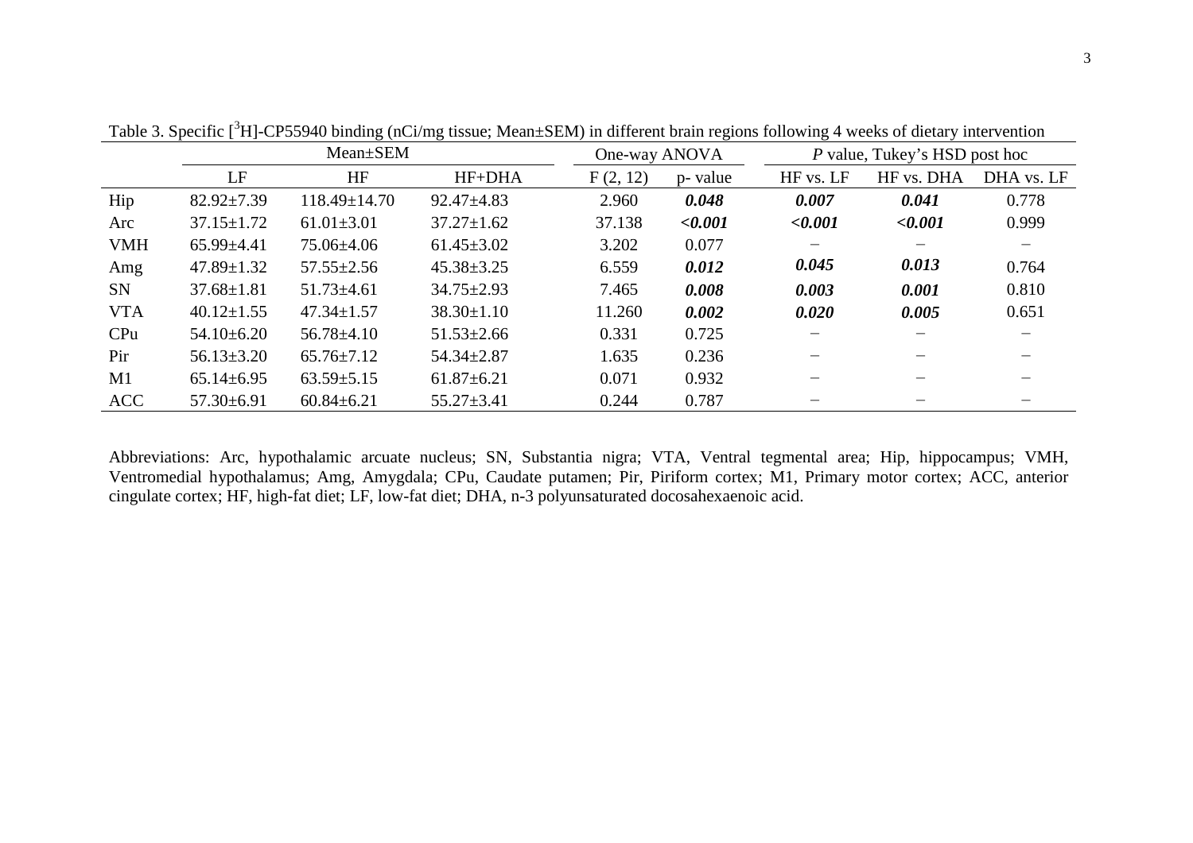Table 3. Specific [$^3$H]-CP55940 binding (nCi/mg tissue; Mean±SEM) in different brain regions following 4 weeks of dietary intervention

| | Mean±SEM | | | One-way ANOVA | | *P* value, Tukey's HSD post hoc | | |
|---|---|---|---|---|---|---|---|---|
| | LF | HF | HF+DHA | F (2, 12) | p- value | HF vs. LF | HF vs. DHA | DHA vs. LF |
| Hip | 82.92±7.39 | 118.49±14.70 | 92.47±4.83 | 2.960 | ***0.048*** | ***0.007*** | ***0.041*** | 0.778 |
| Arc | 37.15±1.72 | 61.01±3.01 | 37.27±1.62 | 37.138 | ***<0.001*** | ***<0.001*** | ***<0.001*** | 0.999 |
| VMH | 65.99±4.41 | 75.06±4.06 | 61.45±3.02 | 3.202 | 0.077 | – | – | – |
| Amg | 47.89±1.32 | 57.55±2.56 | 45.38±3.25 | 6.559 | ***0.012*** | ***0.045*** | ***0.013*** | 0.764 |
| SN | 37.68±1.81 | 51.73±4.61 | 34.75±2.93 | 7.465 | ***0.008*** | ***0.003*** | ***0.001*** | 0.810 |
| VTA | 40.12±1.55 | 47.34±1.57 | 38.30±1.10 | 11.260 | ***0.002*** | ***0.020*** | ***0.005*** | 0.651 |
| CPu | 54.10±6.20 | 56.78±4.10 | 51.53±2.66 | 0.331 | 0.725 | – | – | – |
| Pir | 56.13±3.20 | 65.76±7.12 | 54.34±2.87 | 1.635 | 0.236 | – | – | – |
| M1 | 65.14±6.95 | 63.59±5.15 | 61.87±6.21 | 0.071 | 0.932 | – | – | – |
| ACC | 57.30±6.91 | 60.84±6.21 | 55.27±3.41 | 0.244 | 0.787 | – | – | – |

Abbreviations: Arc, hypothalamic arcuate nucleus; SN, Substantia nigra; VTA, Ventral tegmental area; Hip, hippocampus; VMH, Ventromedial hypothalamus; Amg, Amygdala; CPu, Caudate putamen; Pir, Piriform cortex; M1, Primary motor cortex; ACC, anterior cingulate cortex; HF, high-fat diet; LF, low-fat diet; DHA, n-3 polyunsaturated docosahexaenoic acid.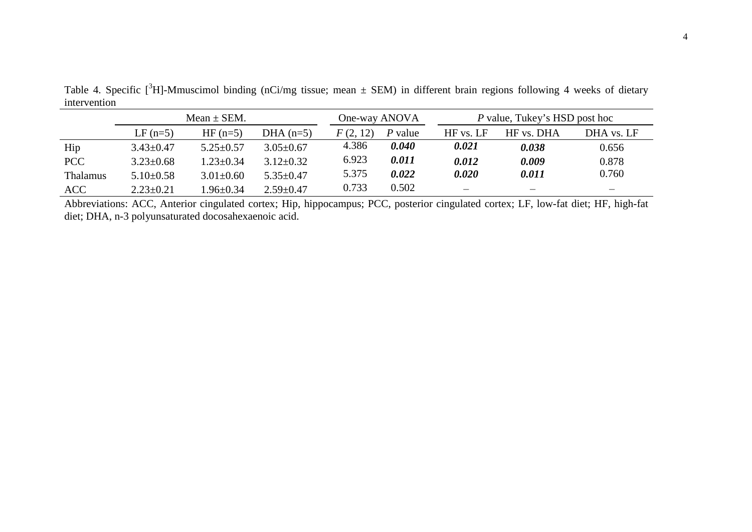Table 4. Specific [$^{3}$H]-Mmuscimol binding (nCi/mg tissue; mean ± SEM) in different brain regions following 4 weeks of dietary intervention

| | Mean ± SEM. | | | One-way ANOVA | | *P* value, Tukey's HSD post hoc | | |
|---|---|---|---|---|---|---|---|---|
| | LF (n=5) | HF (n=5) | DHA (n=5) | $F$ (2, 12) | $P$ value | HF vs. LF | HF vs. DHA | DHA vs. LF |
| Hip | 3.43±0.47 | 5.25±0.57 | 3.05±0.67 | 4.386 | ***0.040*** | ***0.021*** | ***0.038*** | 0.656 |
| PCC | 3.23±0.68 | 1.23±0.34 | 3.12±0.32 | 6.923 | ***0.011*** | ***0.012*** | ***0.009*** | 0.878 |
| Thalamus | 5.10±0.58 | 3.01±0.60 | 5.35±0.47 | 5.375 | ***0.022*** | ***0.020*** | ***0.011*** | 0.760 |
| ACC | 2.23±0.21 | 1.96±0.34 | 2.59±0.47 | 0.733 | 0.502 | – | – | – |

Abbreviations: ACC, Anterior cingulated cortex; Hip, hippocampus; PCC, posterior cingulated cortex; LF, low-fat diet; HF, high-fat diet; DHA, n-3 polyunsaturated docosahexaenoic acid.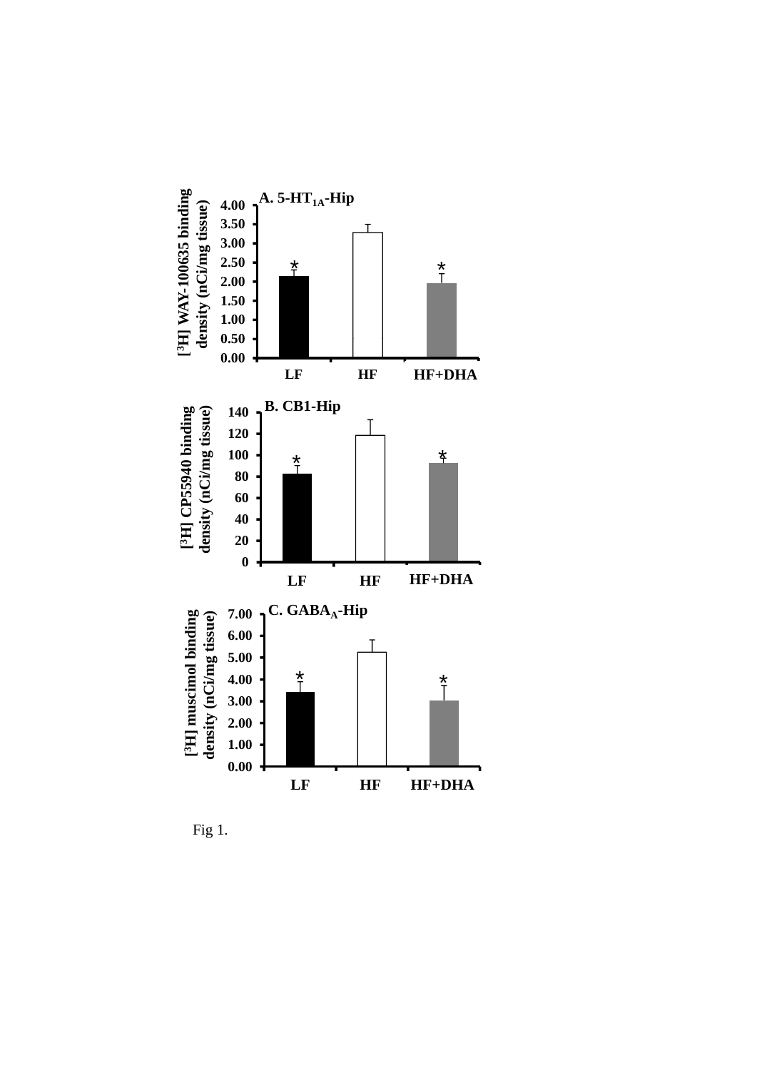Fig 1.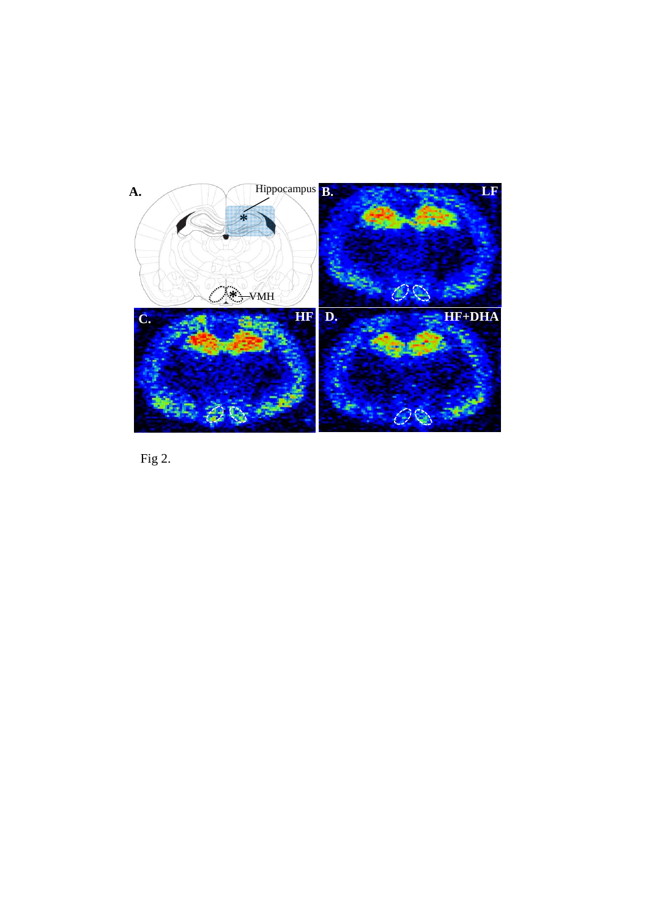Fig 2.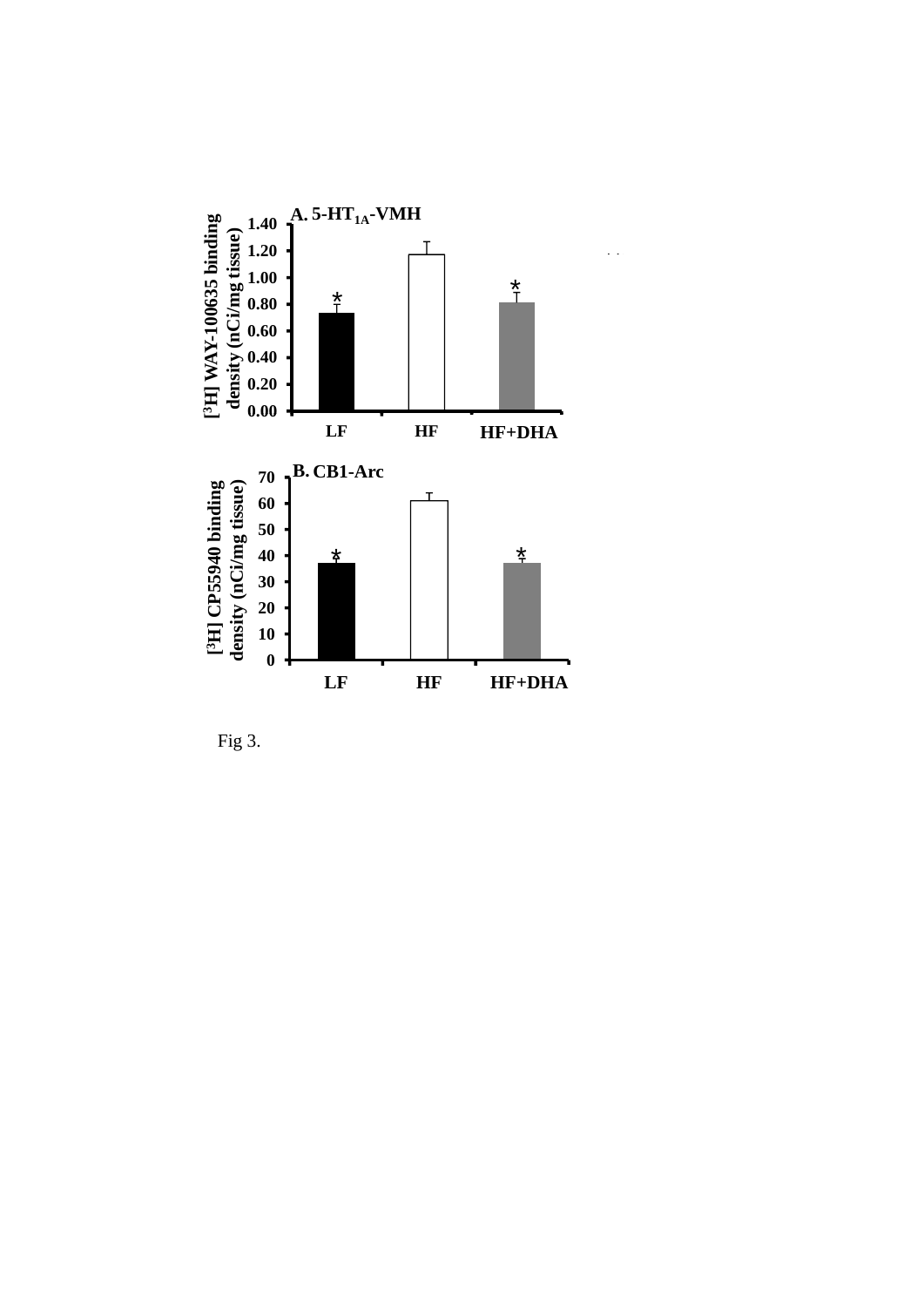**A. 5-HT$_{1A}$-VMH**

[$^3$H] WAY-100635 binding density (nCi/mg tissue)

1.40
1.20
1.00
0.80
0.60
0.40
0.20
0.00

LF HF HF+DHA

**B. CB1-Arc**

[$^3$H] CP55940 binding density (nCi/mg tissue)

70
60
50
40
30
20
10
0

LF HF HF+DHA

Fig 3.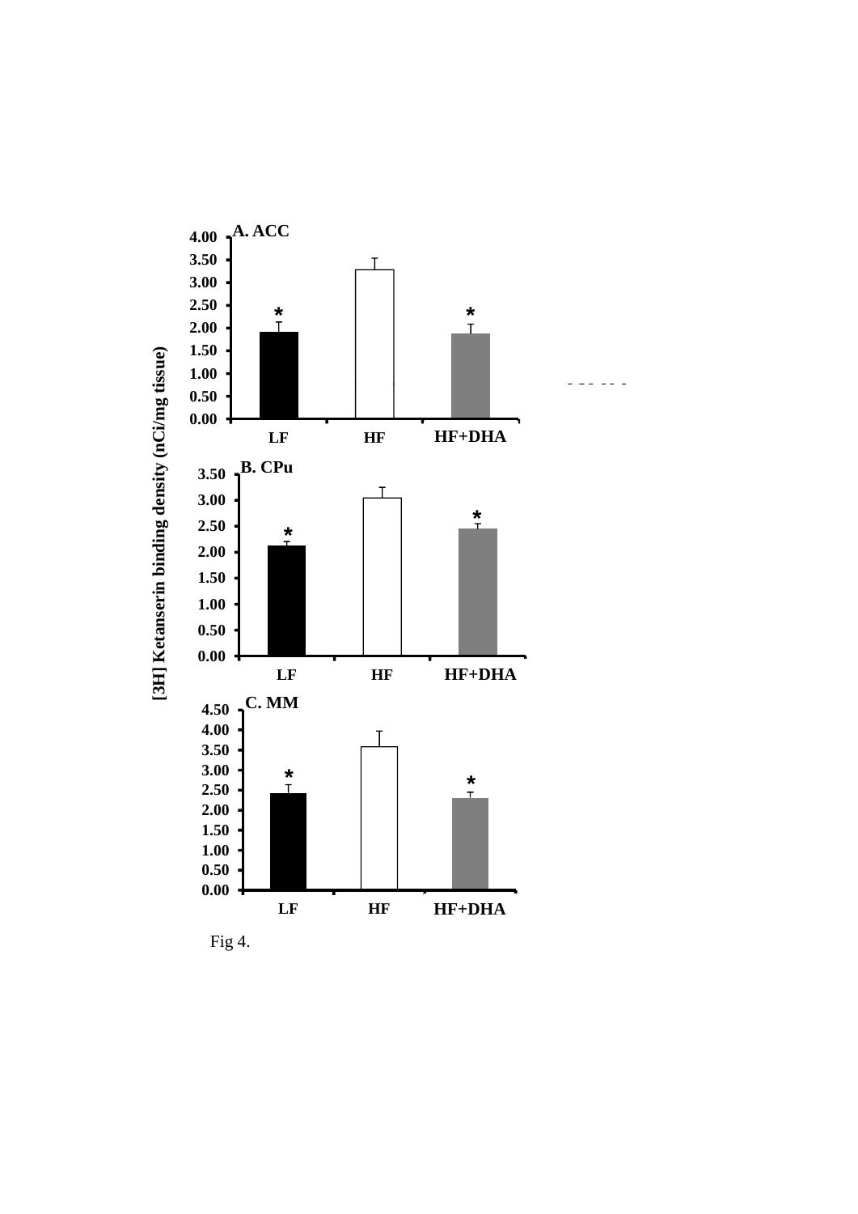A. ACC

B. CPu

C. MM

[3H] Ketanserin binding density (nCi/mg tissue)

LF HF HF+DHA

Fig 4.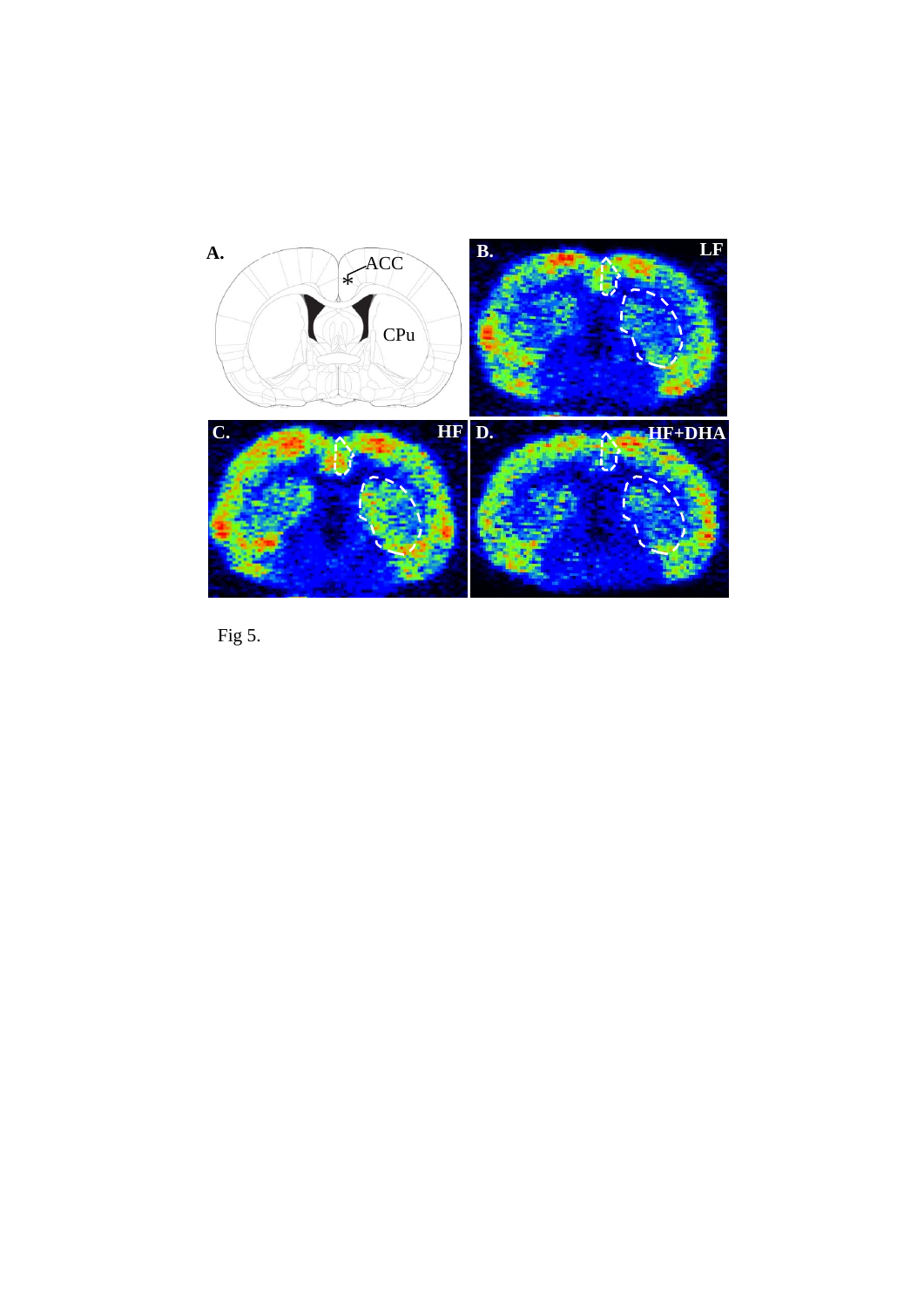Fig 5.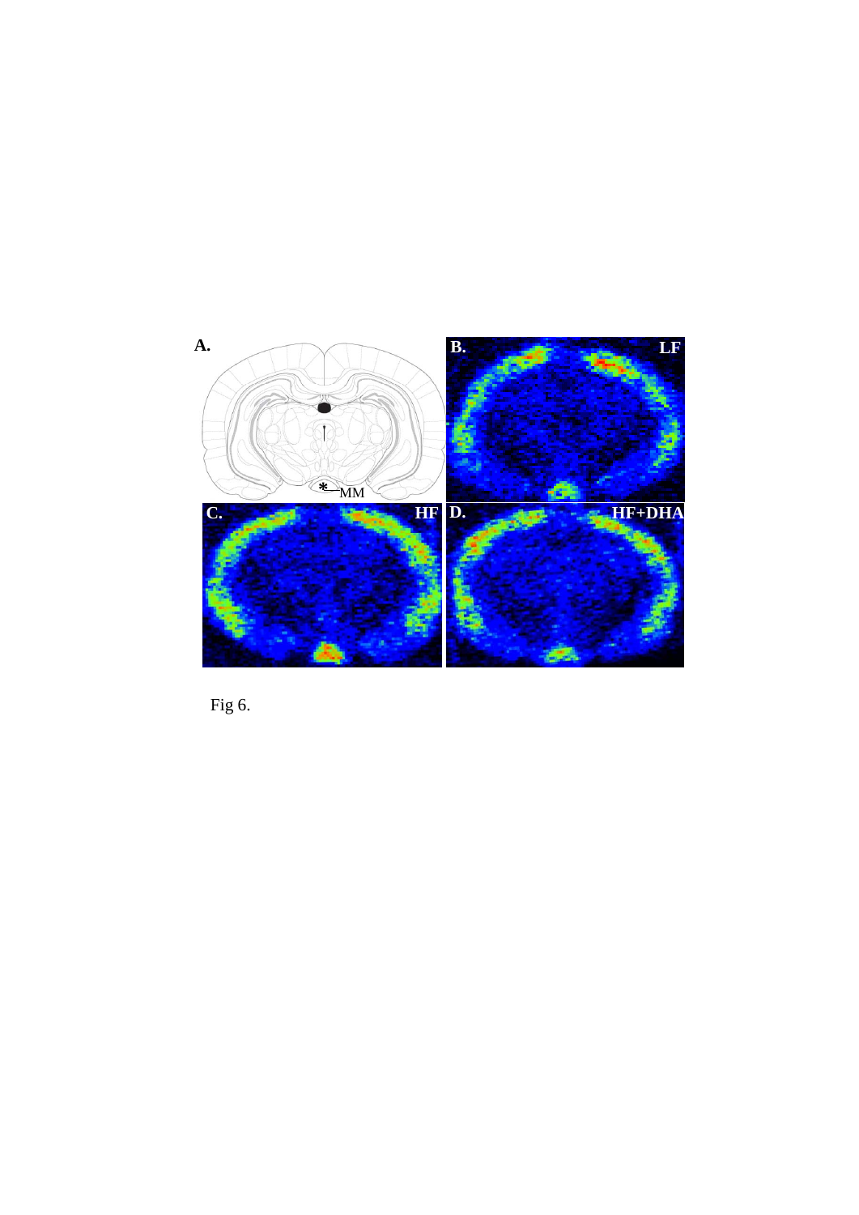Fig 6.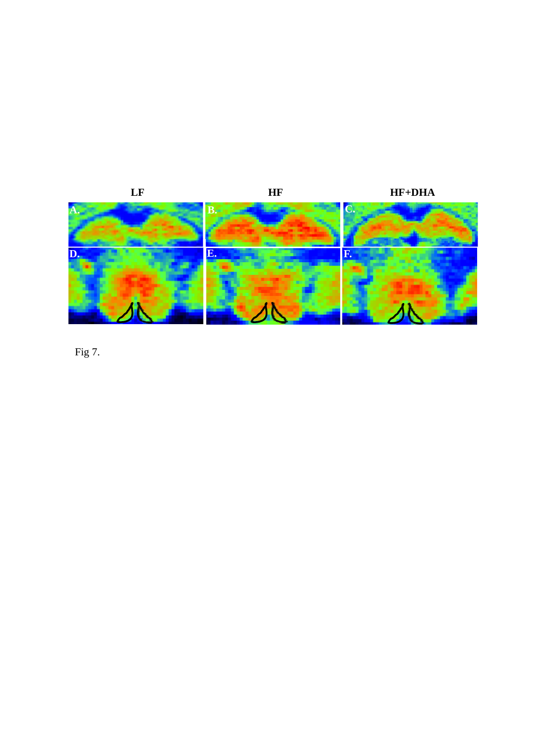Fig 7.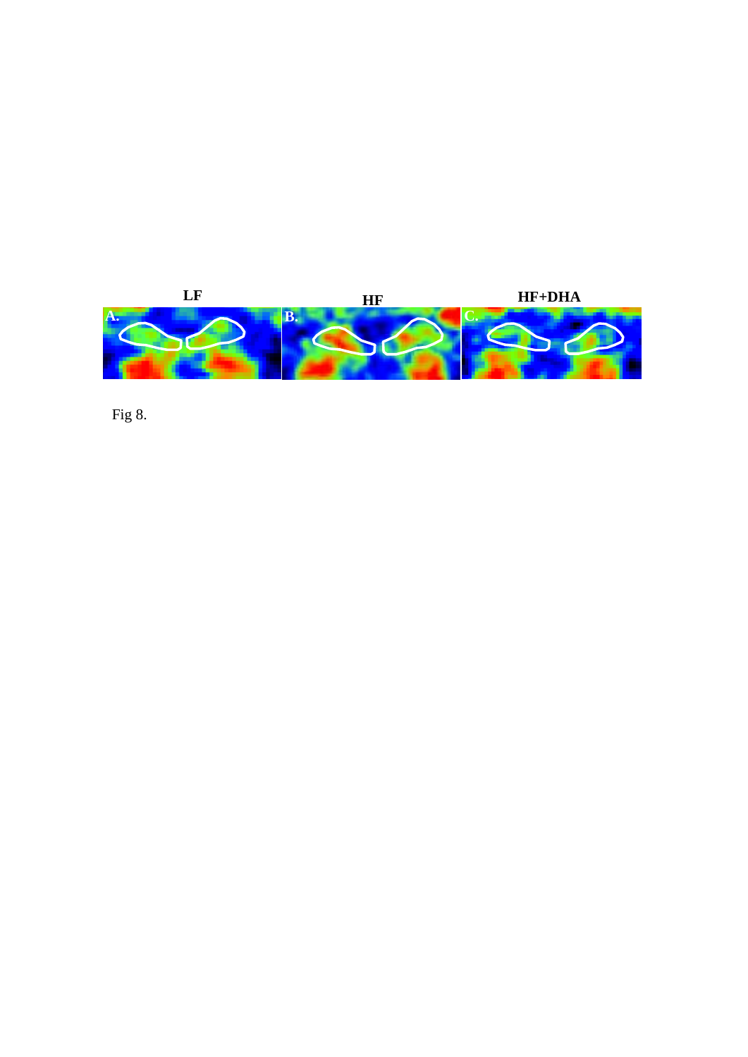LF

HF

HF+DHA

A.

B.

C.

Fig 8.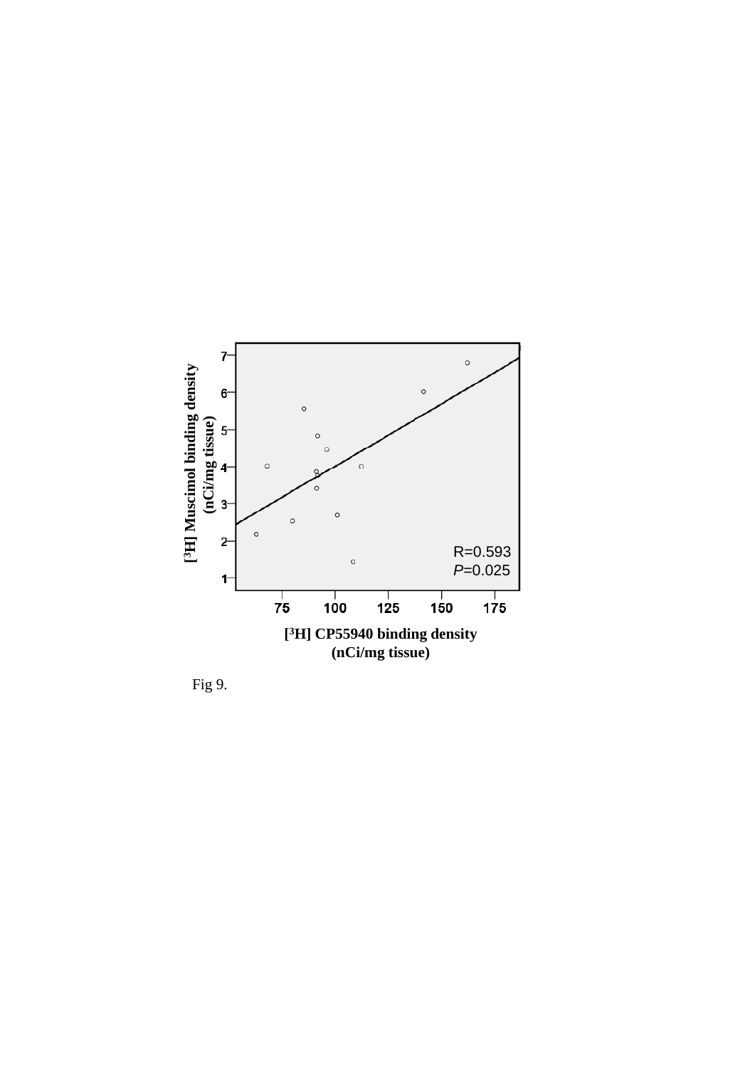$[^3H]$ Muscimol binding density (nCi/mg tissue)

7

6

5

4

3

2

1

75

100

125

150

175

R=0.593

*P*=0.025

$[^3H]$ CP55940 binding density (nCi/mg tissue)

Fig 9.